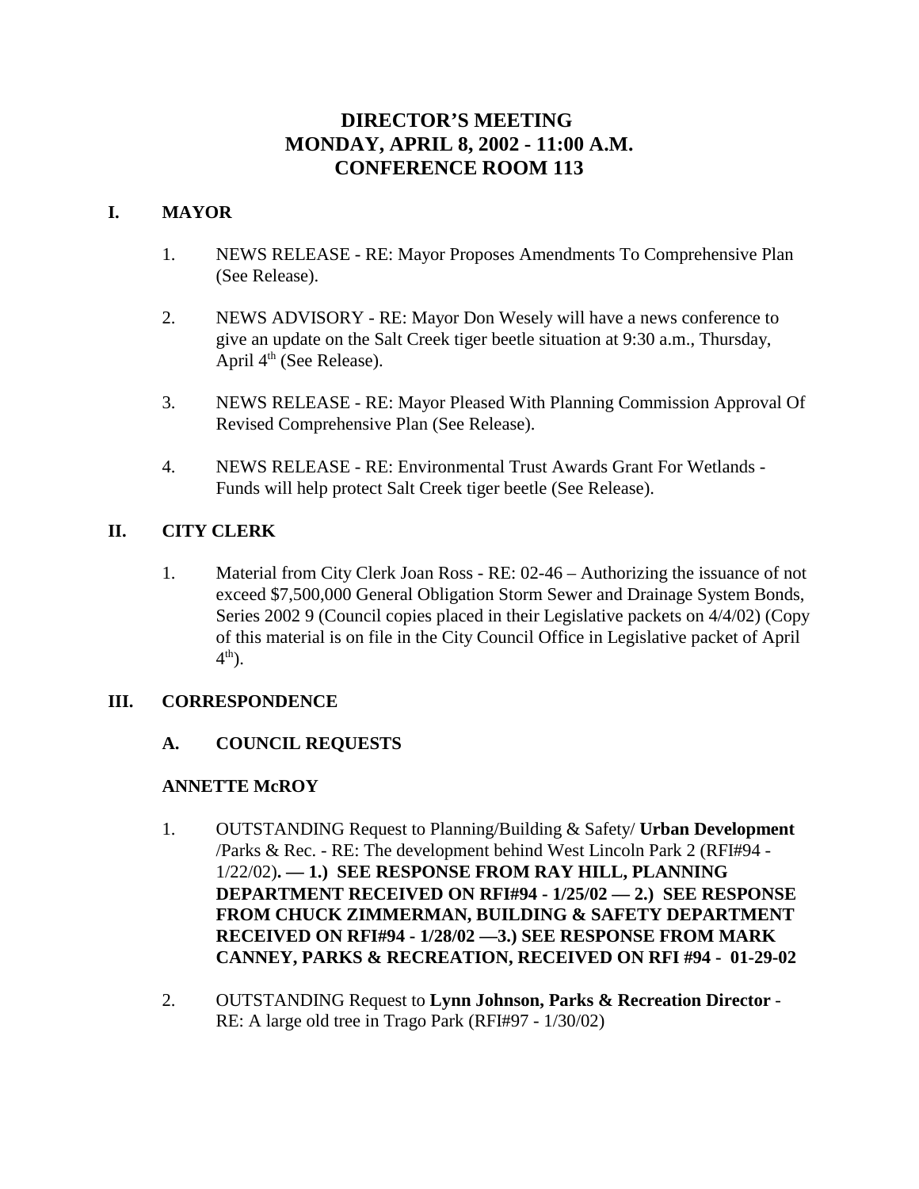# DIRECTOR'S MEETING
# MONDAY, APRIL 8, 2002 - 11:00 A.M.
# CONFERENCE ROOM 113

## I. MAYOR

1. NEWS RELEASE - RE: Mayor Proposes Amendments To Comprehensive Plan (See Release).

2. NEWS ADVISORY - RE: Mayor Don Wesely will have a news conference to give an update on the Salt Creek tiger beetle situation at 9:30 a.m., Thursday, April 4th (See Release).

3. NEWS RELEASE - RE: Mayor Pleased With Planning Commission Approval Of Revised Comprehensive Plan (See Release).

4. NEWS RELEASE - RE: Environmental Trust Awards Grant For Wetlands - Funds will help protect Salt Creek tiger beetle (See Release).

## II. CITY CLERK

1. Material from City Clerk Joan Ross - RE: 02-46 – Authorizing the issuance of not exceed $7,500,000 General Obligation Storm Sewer and Drainage System Bonds, Series 2002 9 (Council copies placed in their Legislative packets on 4/4/02) (Copy of this material is on file in the City Council Office in Legislative packet of April 4th).

## III. CORRESPONDENCE

### A. COUNCIL REQUESTS

**ANNETTE McROY**

1. OUTSTANDING Request to Planning/Building & Safety/ **Urban Development** /Parks & Rec. - RE: The development behind West Lincoln Park 2 (RFI#94 - 1/22/02)**. — 1.) SEE RESPONSE FROM RAY HILL, PLANNING DEPARTMENT RECEIVED ON RFI#94 - 1/25/02 — 2.) SEE RESPONSE FROM CHUCK ZIMMERMAN, BUILDING & SAFETY DEPARTMENT RECEIVED ON RFI#94 - 1/28/02 —3.) SEE RESPONSE FROM MARK CANNEY, PARKS & RECREATION, RECEIVED ON RFI #94 - 01-29-02**

2. OUTSTANDING Request to **Lynn Johnson, Parks & Recreation Director** - RE: A large old tree in Trago Park (RFI#97 - 1/30/02)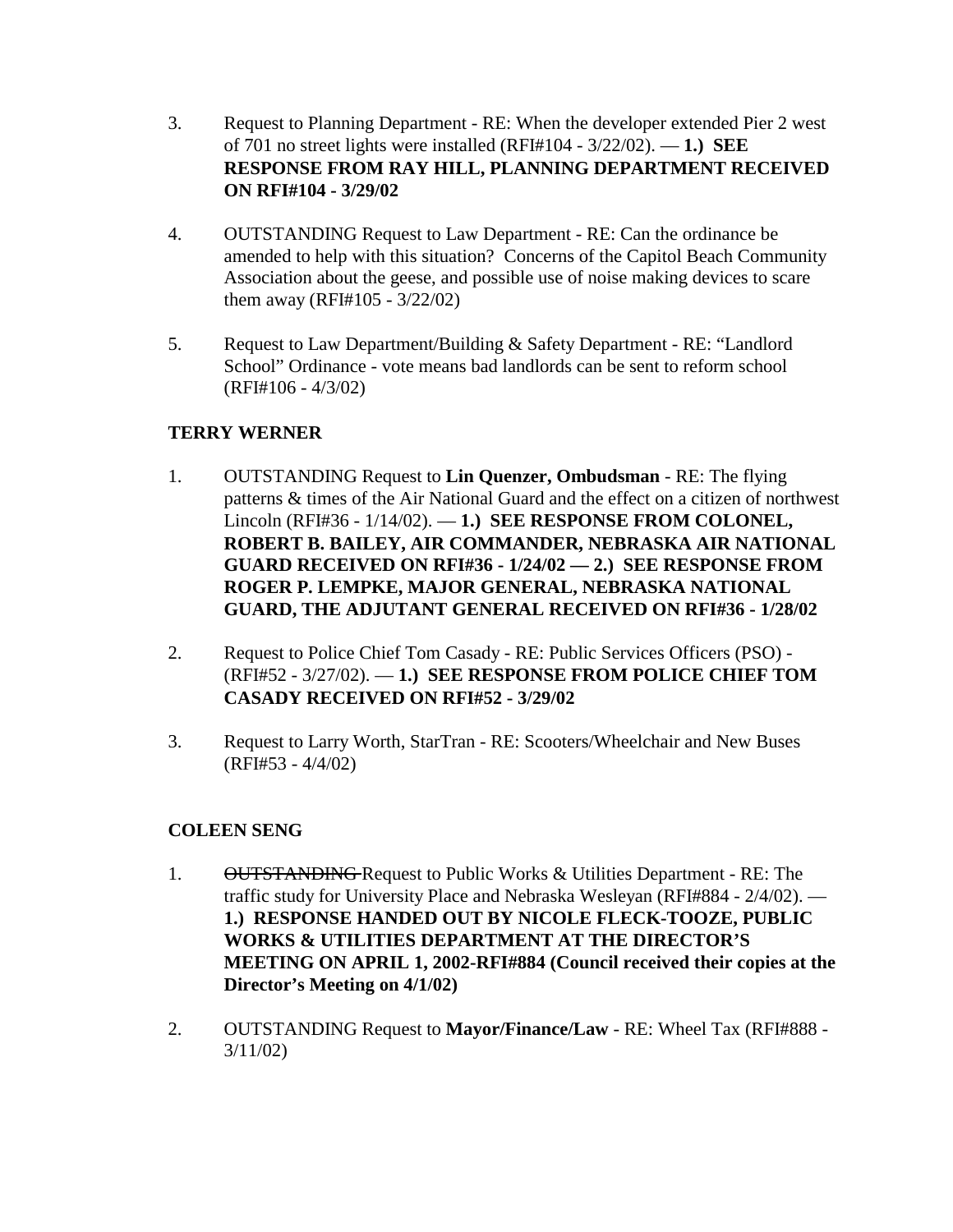3. Request to Planning Department - RE: When the developer extended Pier 2 west of 701 no street lights were installed (RFI#104 - 3/22/02). — **1.) SEE RESPONSE FROM RAY HILL, PLANNING DEPARTMENT RECEIVED ON RFI#104 - 3/29/02**

4. OUTSTANDING Request to Law Department - RE: Can the ordinance be amended to help with this situation? Concerns of the Capitol Beach Community Association about the geese, and possible use of noise making devices to scare them away (RFI#105 - 3/22/02)

5. Request to Law Department/Building & Safety Department - RE: "Landlord School" Ordinance - vote means bad landlords can be sent to reform school (RFI#106 - 4/3/02)

**TERRY WERNER**

1. OUTSTANDING Request to **Lin Quenzer, Ombudsman** - RE: The flying patterns & times of the Air National Guard and the effect on a citizen of northwest Lincoln (RFI#36 - 1/14/02). — **1.) SEE RESPONSE FROM COLONEL, ROBERT B. BAILEY, AIR COMMANDER, NEBRASKA AIR NATIONAL GUARD RECEIVED ON RFI#36 - 1/24/02 — 2.) SEE RESPONSE FROM ROGER P. LEMPKE, MAJOR GENERAL, NEBRASKA NATIONAL GUARD, THE ADJUTANT GENERAL RECEIVED ON RFI#36 - 1/28/02**

2. Request to Police Chief Tom Casady - RE: Public Services Officers (PSO) - (RFI#52 - 3/27/02). — **1.) SEE RESPONSE FROM POLICE CHIEF TOM CASADY RECEIVED ON RFI#52 - 3/29/02**

3. Request to Larry Worth, StarTran - RE: Scooters/Wheelchair and New Buses (RFI#53 - 4/4/02)

**COLEEN SENG**

1. ~~OUTSTANDING~~ Request to Public Works & Utilities Department - RE: The traffic study for University Place and Nebraska Wesleyan (RFI#884 - 2/4/02). — **1.) RESPONSE HANDED OUT BY NICOLE FLECK-TOOZE, PUBLIC WORKS & UTILITIES DEPARTMENT AT THE DIRECTOR'S MEETING ON APRIL 1, 2002-RFI#884 (Council received their copies at the Director's Meeting on 4/1/02)**

2. OUTSTANDING Request to **Mayor/Finance/Law** - RE: Wheel Tax (RFI#888 - 3/11/02)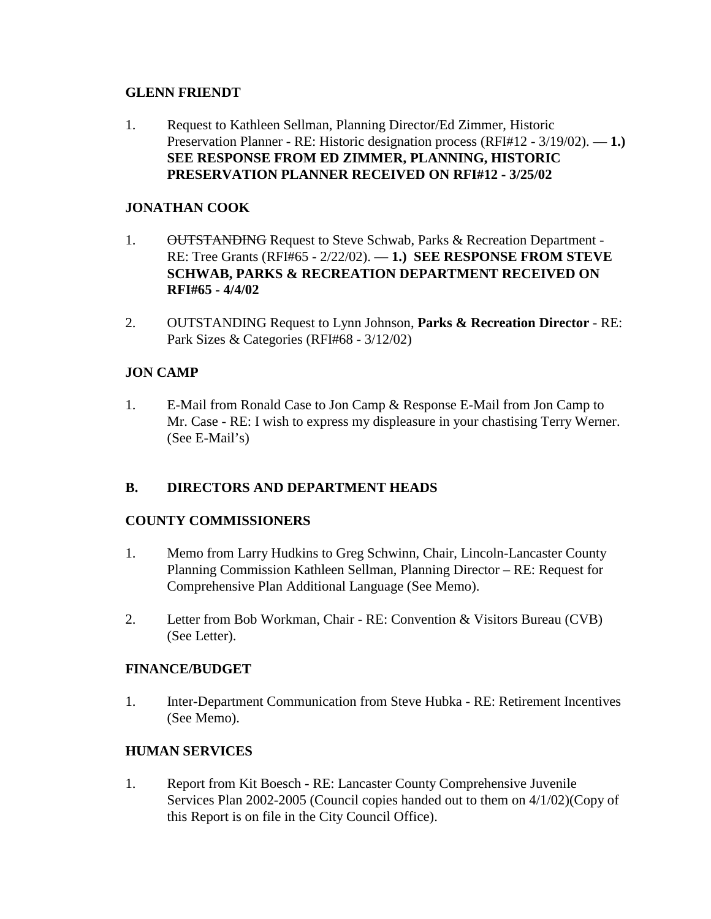**GLENN FRIENDT**

1. Request to Kathleen Sellman, Planning Director/Ed Zimmer, Historic Preservation Planner - RE: Historic designation process (RFI#12 - 3/19/02). — **1.) SEE RESPONSE FROM ED ZIMMER, PLANNING, HISTORIC PRESERVATION PLANNER RECEIVED ON RFI#12 - 3/25/02**

**JONATHAN COOK**

1. ~~OUTSTANDING~~ Request to Steve Schwab, Parks & Recreation Department - RE: Tree Grants (RFI#65 - 2/22/02). — **1.) SEE RESPONSE FROM STEVE SCHWAB, PARKS & RECREATION DEPARTMENT RECEIVED ON RFI#65 - 4/4/02**

2. OUTSTANDING Request to Lynn Johnson, **Parks & Recreation Director** - RE: Park Sizes & Categories (RFI#68 - 3/12/02)

**JON CAMP**

1. E-Mail from Ronald Case to Jon Camp & Response E-Mail from Jon Camp to Mr. Case - RE: I wish to express my displeasure in your chastising Terry Werner. (See E-Mail's)

## B. DIRECTORS AND DEPARTMENT HEADS

**COUNTY COMMISSIONERS**

1. Memo from Larry Hudkins to Greg Schwinn, Chair, Lincoln-Lancaster County Planning Commission Kathleen Sellman, Planning Director – RE: Request for Comprehensive Plan Additional Language (See Memo).

2. Letter from Bob Workman, Chair - RE: Convention & Visitors Bureau (CVB) (See Letter).

**FINANCE/BUDGET**

1. Inter-Department Communication from Steve Hubka - RE: Retirement Incentives (See Memo).

**HUMAN SERVICES**

1. Report from Kit Boesch - RE: Lancaster County Comprehensive Juvenile Services Plan 2002-2005 (Council copies handed out to them on 4/1/02)(Copy of this Report is on file in the City Council Office).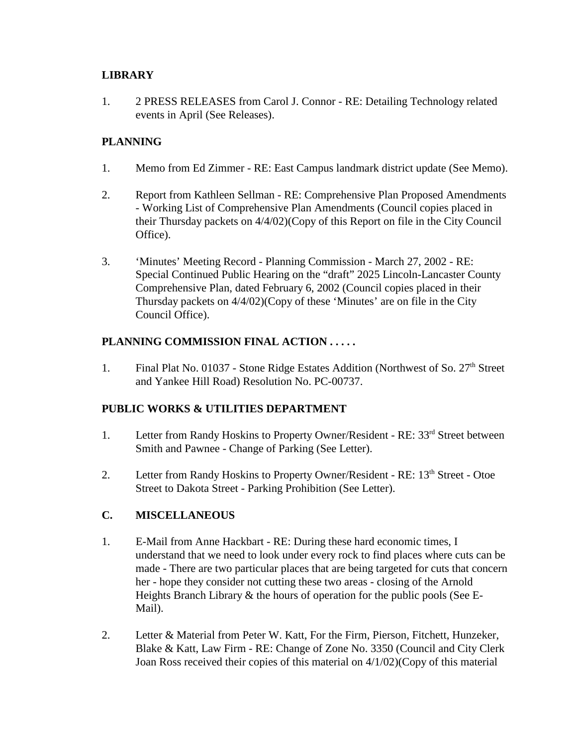**LIBRARY**

1. 2 PRESS RELEASES from Carol J. Connor - RE: Detailing Technology related events in April (See Releases).

**PLANNING**

1. Memo from Ed Zimmer - RE: East Campus landmark district update (See Memo).

2. Report from Kathleen Sellman - RE: Comprehensive Plan Proposed Amendments - Working List of Comprehensive Plan Amendments (Council copies placed in their Thursday packets on 4/4/02)(Copy of this Report on file in the City Council Office).

3. 'Minutes' Meeting Record - Planning Commission - March 27, 2002 - RE: Special Continued Public Hearing on the "draft" 2025 Lincoln-Lancaster County Comprehensive Plan, dated February 6, 2002 (Council copies placed in their Thursday packets on 4/4/02)(Copy of these 'Minutes' are on file in the City Council Office).

**PLANNING COMMISSION FINAL ACTION . . . . .**

1. Final Plat No. 01037 - Stone Ridge Estates Addition (Northwest of So. 27th Street and Yankee Hill Road) Resolution No. PC-00737.

**PUBLIC WORKS & UTILITIES DEPARTMENT**

1. Letter from Randy Hoskins to Property Owner/Resident - RE: 33rd Street between Smith and Pawnee - Change of Parking (See Letter).

2. Letter from Randy Hoskins to Property Owner/Resident - RE: 13th Street - Otoe Street to Dakota Street - Parking Prohibition (See Letter).

**C. MISCELLANEOUS**

1. E-Mail from Anne Hackbart - RE: During these hard economic times, I understand that we need to look under every rock to find places where cuts can be made - There are two particular places that are being targeted for cuts that concern her - hope they consider not cutting these two areas - closing of the Arnold Heights Branch Library & the hours of operation for the public pools (See E-Mail).

2. Letter & Material from Peter W. Katt, For the Firm, Pierson, Fitchett, Hunzeker, Blake & Katt, Law Firm - RE: Change of Zone No. 3350 (Council and City Clerk Joan Ross received their copies of this material on 4/1/02)(Copy of this material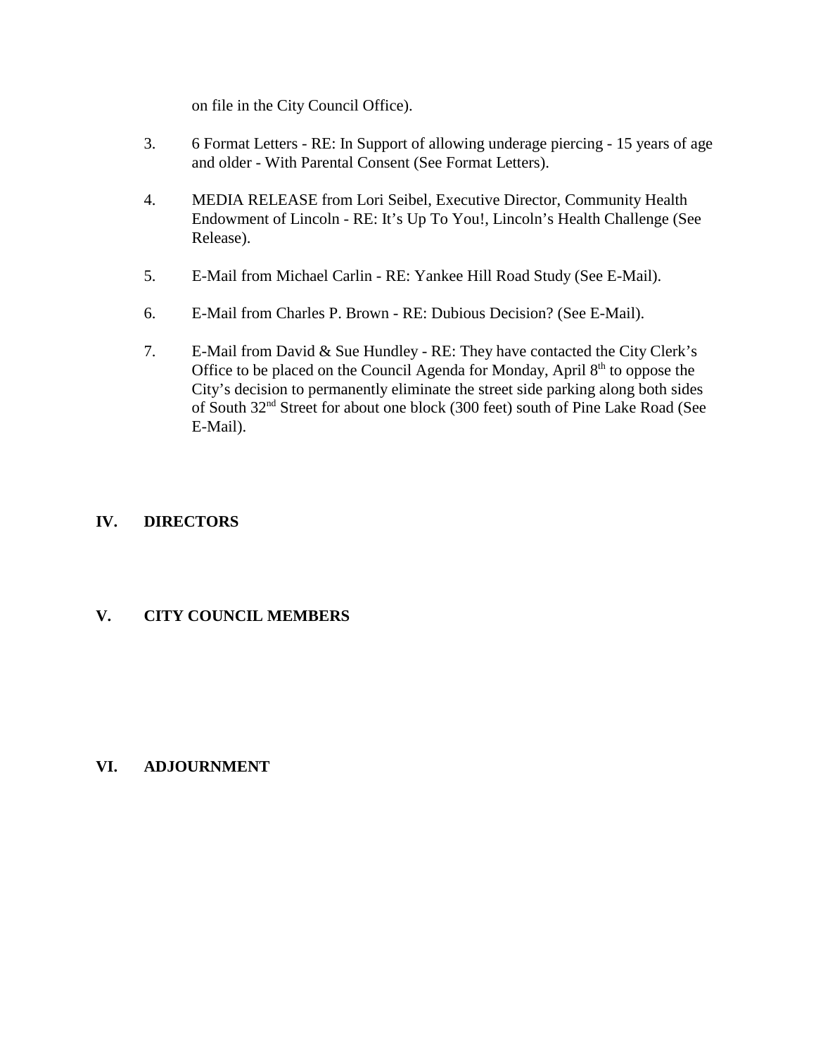on file in the City Council Office).

3. 6 Format Letters - RE: In Support of allowing underage piercing - 15 years of age and older - With Parental Consent (See Format Letters).

4. MEDIA RELEASE from Lori Seibel, Executive Director, Community Health Endowment of Lincoln - RE: It's Up To You!, Lincoln's Health Challenge (See Release).

5. E-Mail from Michael Carlin - RE: Yankee Hill Road Study (See E-Mail).

6. E-Mail from Charles P. Brown - RE: Dubious Decision? (See E-Mail).

7. E-Mail from David & Sue Hundley - RE: They have contacted the City Clerk's Office to be placed on the Council Agenda for Monday, April 8th to oppose the City's decision to permanently eliminate the street side parking along both sides of South 32nd Street for about one block (300 feet) south of Pine Lake Road (See E-Mail).

## IV. DIRECTORS

## V. CITY COUNCIL MEMBERS

## VI. ADJOURNMENT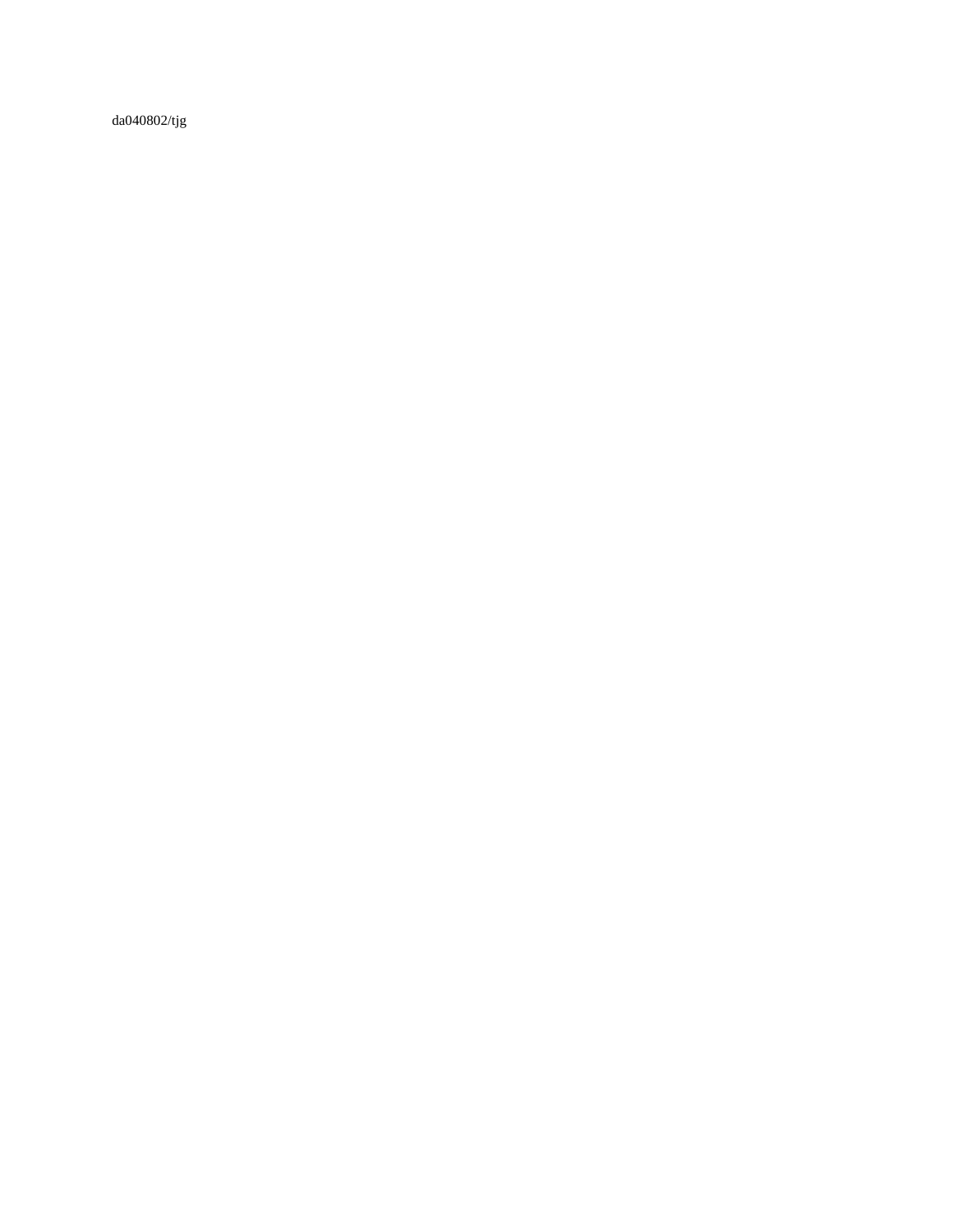da040802/tjg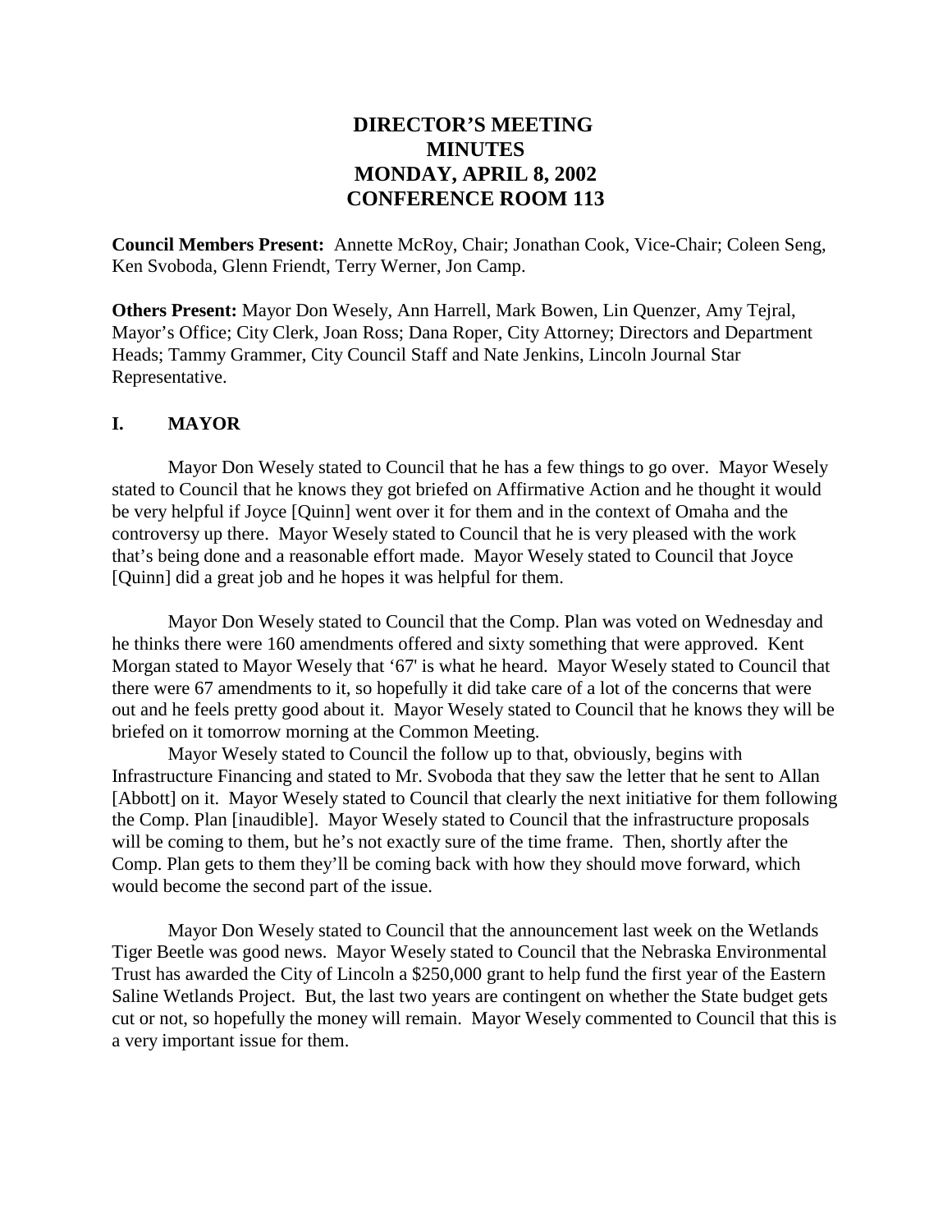# DIRECTOR'S MEETING
# MINUTES
# MONDAY, APRIL 8, 2002
# CONFERENCE ROOM 113

**Council Members Present:** Annette McRoy, Chair; Jonathan Cook, Vice-Chair; Coleen Seng, Ken Svoboda, Glenn Friendt, Terry Werner, Jon Camp.

**Others Present:** Mayor Don Wesely, Ann Harrell, Mark Bowen, Lin Quenzer, Amy Tejral, Mayor's Office; City Clerk, Joan Ross; Dana Roper, City Attorney; Directors and Department Heads; Tammy Grammer, City Council Staff and Nate Jenkins, Lincoln Journal Star Representative.

## I. MAYOR

Mayor Don Wesely stated to Council that he has a few things to go over. Mayor Wesely stated to Council that he knows they got briefed on Affirmative Action and he thought it would be very helpful if Joyce [Quinn] went over it for them and in the context of Omaha and the controversy up there. Mayor Wesely stated to Council that he is very pleased with the work that's being done and a reasonable effort made. Mayor Wesely stated to Council that Joyce [Quinn] did a great job and he hopes it was helpful for them.

Mayor Don Wesely stated to Council that the Comp. Plan was voted on Wednesday and he thinks there were 160 amendments offered and sixty something that were approved. Kent Morgan stated to Mayor Wesely that '67' is what he heard. Mayor Wesely stated to Council that there were 67 amendments to it, so hopefully it did take care of a lot of the concerns that were out and he feels pretty good about it. Mayor Wesely stated to Council that he knows they will be briefed on it tomorrow morning at the Common Meeting.

Mayor Wesely stated to Council the follow up to that, obviously, begins with Infrastructure Financing and stated to Mr. Svoboda that they saw the letter that he sent to Allan [Abbott] on it. Mayor Wesely stated to Council that clearly the next initiative for them following the Comp. Plan [inaudible]. Mayor Wesely stated to Council that the infrastructure proposals will be coming to them, but he's not exactly sure of the time frame. Then, shortly after the Comp. Plan gets to them they'll be coming back with how they should move forward, which would become the second part of the issue.

Mayor Don Wesely stated to Council that the announcement last week on the Wetlands Tiger Beetle was good news. Mayor Wesely stated to Council that the Nebraska Environmental Trust has awarded the City of Lincoln a $250,000 grant to help fund the first year of the Eastern Saline Wetlands Project. But, the last two years are contingent on whether the State budget gets cut or not, so hopefully the money will remain. Mayor Wesely commented to Council that this is a very important issue for them.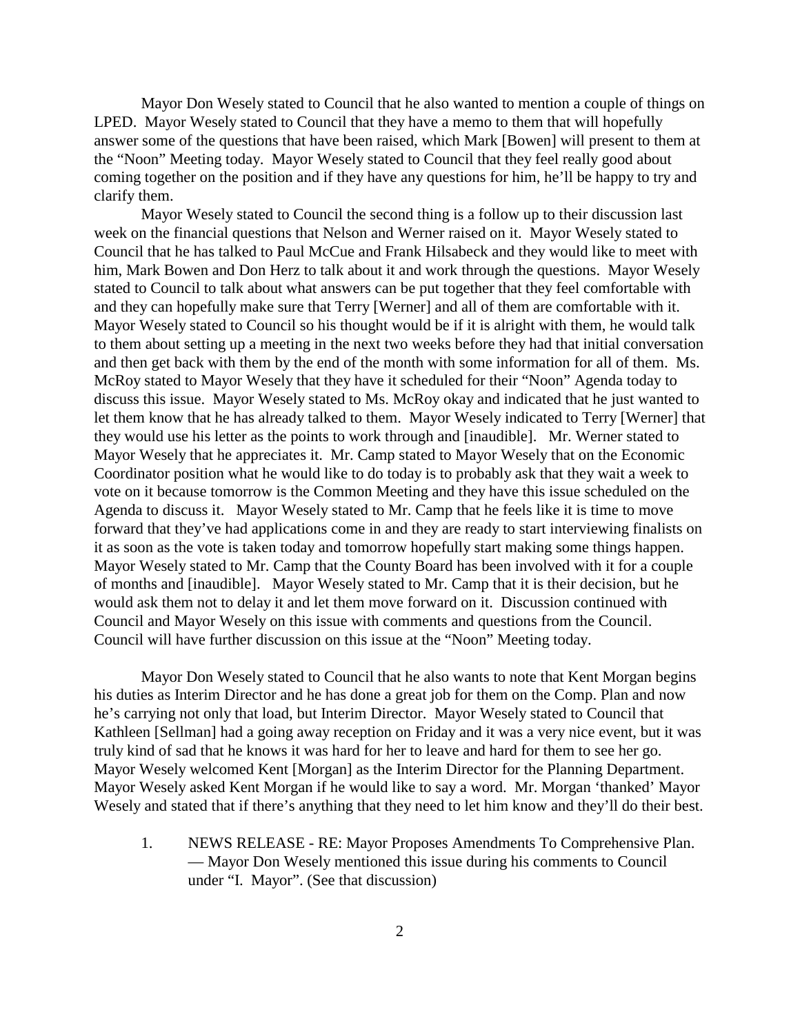Mayor Don Wesely stated to Council that he also wanted to mention a couple of things on LPED. Mayor Wesely stated to Council that they have a memo to them that will hopefully answer some of the questions that have been raised, which Mark [Bowen] will present to them at the "Noon" Meeting today. Mayor Wesely stated to Council that they feel really good about coming together on the position and if they have any questions for him, he'll be happy to try and clarify them.

Mayor Wesely stated to Council the second thing is a follow up to their discussion last week on the financial questions that Nelson and Werner raised on it. Mayor Wesely stated to Council that he has talked to Paul McCue and Frank Hilsabeck and they would like to meet with him, Mark Bowen and Don Herz to talk about it and work through the questions. Mayor Wesely stated to Council to talk about what answers can be put together that they feel comfortable with and they can hopefully make sure that Terry [Werner] and all of them are comfortable with it. Mayor Wesely stated to Council so his thought would be if it is alright with them, he would talk to them about setting up a meeting in the next two weeks before they had that initial conversation and then get back with them by the end of the month with some information for all of them. Ms. McRoy stated to Mayor Wesely that they have it scheduled for their "Noon" Agenda today to discuss this issue. Mayor Wesely stated to Ms. McRoy okay and indicated that he just wanted to let them know that he has already talked to them. Mayor Wesely indicated to Terry [Werner] that they would use his letter as the points to work through and [inaudible]. Mr. Werner stated to Mayor Wesely that he appreciates it. Mr. Camp stated to Mayor Wesely that on the Economic Coordinator position what he would like to do today is to probably ask that they wait a week to vote on it because tomorrow is the Common Meeting and they have this issue scheduled on the Agenda to discuss it. Mayor Wesely stated to Mr. Camp that he feels like it is time to move forward that they've had applications come in and they are ready to start interviewing finalists on it as soon as the vote is taken today and tomorrow hopefully start making some things happen. Mayor Wesely stated to Mr. Camp that the County Board has been involved with it for a couple of months and [inaudible]. Mayor Wesely stated to Mr. Camp that it is their decision, but he would ask them not to delay it and let them move forward on it. Discussion continued with Council and Mayor Wesely on this issue with comments and questions from the Council. Council will have further discussion on this issue at the "Noon" Meeting today.

Mayor Don Wesely stated to Council that he also wants to note that Kent Morgan begins his duties as Interim Director and he has done a great job for them on the Comp. Plan and now he's carrying not only that load, but Interim Director. Mayor Wesely stated to Council that Kathleen [Sellman] had a going away reception on Friday and it was a very nice event, but it was truly kind of sad that he knows it was hard for her to leave and hard for them to see her go. Mayor Wesely welcomed Kent [Morgan] as the Interim Director for the Planning Department. Mayor Wesely asked Kent Morgan if he would like to say a word. Mr. Morgan 'thanked' Mayor Wesely and stated that if there's anything that they need to let him know and they'll do their best.

1. NEWS RELEASE - RE: Mayor Proposes Amendments To Comprehensive Plan. — Mayor Don Wesely mentioned this issue during his comments to Council under "I. Mayor". (See that discussion)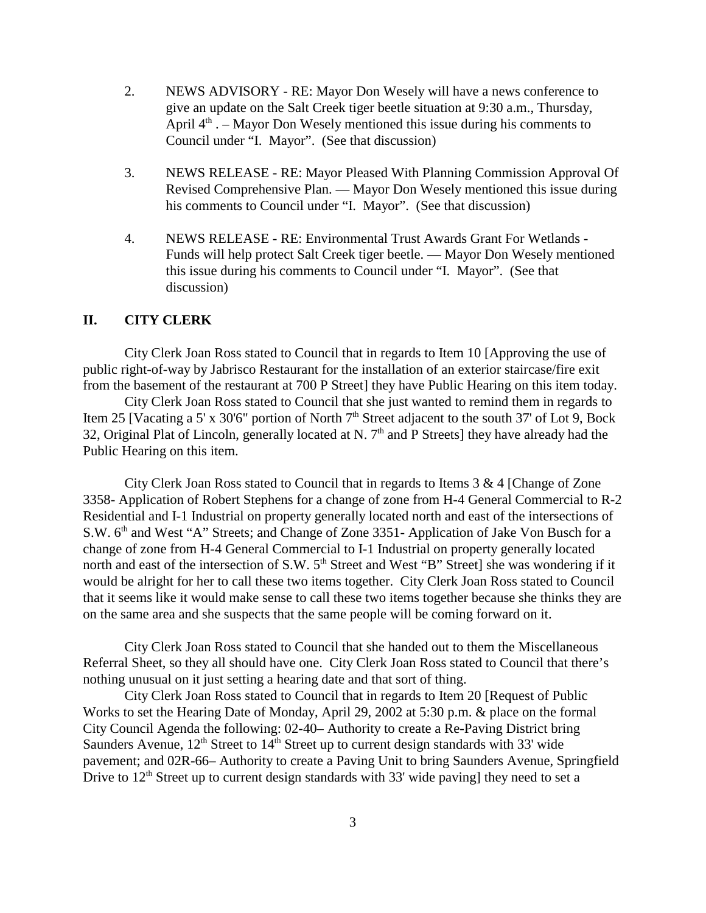2. NEWS ADVISORY - RE: Mayor Don Wesely will have a news conference to give an update on the Salt Creek tiger beetle situation at 9:30 a.m., Thursday, April 4th . – Mayor Don Wesely mentioned this issue during his comments to Council under "I. Mayor". (See that discussion)

3. NEWS RELEASE - RE: Mayor Pleased With Planning Commission Approval Of Revised Comprehensive Plan. — Mayor Don Wesely mentioned this issue during his comments to Council under "I. Mayor". (See that discussion)

4. NEWS RELEASE - RE: Environmental Trust Awards Grant For Wetlands - Funds will help protect Salt Creek tiger beetle. — Mayor Don Wesely mentioned this issue during his comments to Council under "I. Mayor". (See that discussion)

## II. CITY CLERK

City Clerk Joan Ross stated to Council that in regards to Item 10 [Approving the use of public right-of-way by Jabrisco Restaurant for the installation of an exterior staircase/fire exit from the basement of the restaurant at 700 P Street] they have Public Hearing on this item today.

City Clerk Joan Ross stated to Council that she just wanted to remind them in regards to Item 25 [Vacating a 5' x 30'6" portion of North 7th Street adjacent to the south 37' of Lot 9, Bock 32, Original Plat of Lincoln, generally located at N. 7th and P Streets] they have already had the Public Hearing on this item.

City Clerk Joan Ross stated to Council that in regards to Items 3 & 4 [Change of Zone 3358- Application of Robert Stephens for a change of zone from H-4 General Commercial to R-2 Residential and I-1 Industrial on property generally located north and east of the intersections of S.W. 6th and West "A" Streets; and Change of Zone 3351- Application of Jake Von Busch for a change of zone from H-4 General Commercial to I-1 Industrial on property generally located north and east of the intersection of S.W. 5th Street and West "B" Street] she was wondering if it would be alright for her to call these two items together. City Clerk Joan Ross stated to Council that it seems like it would make sense to call these two items together because she thinks they are on the same area and she suspects that the same people will be coming forward on it.

City Clerk Joan Ross stated to Council that she handed out to them the Miscellaneous Referral Sheet, so they all should have one. City Clerk Joan Ross stated to Council that there's nothing unusual on it just setting a hearing date and that sort of thing.

City Clerk Joan Ross stated to Council that in regards to Item 20 [Request of Public Works to set the Hearing Date of Monday, April 29, 2002 at 5:30 p.m. & place on the formal City Council Agenda the following: 02-40– Authority to create a Re-Paving District bring Saunders Avenue, 12th Street to 14th Street up to current design standards with 33' wide pavement; and 02R-66– Authority to create a Paving Unit to bring Saunders Avenue, Springfield Drive to 12th Street up to current design standards with 33' wide paving] they need to set a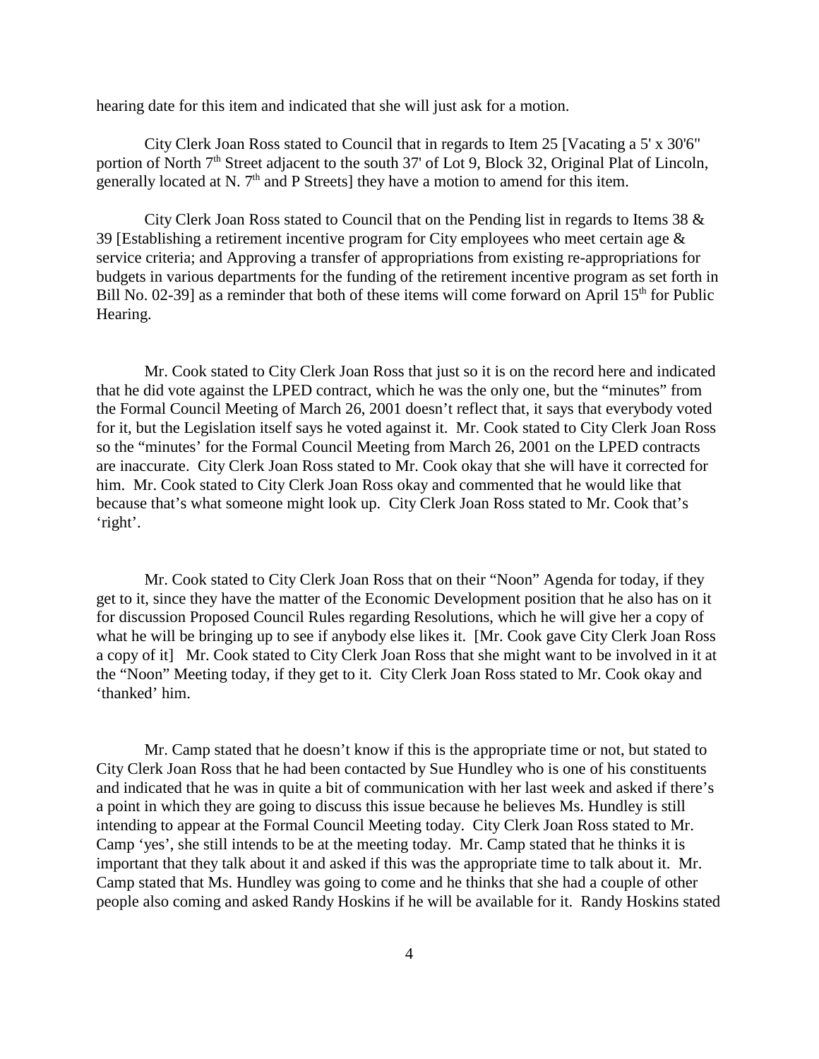hearing date for this item and indicated that she will just ask for a motion.

City Clerk Joan Ross stated to Council that in regards to Item 25 [Vacating a 5' x 30'6" portion of North 7th Street adjacent to the south 37' of Lot 9, Block 32, Original Plat of Lincoln, generally located at N. 7th and P Streets] they have a motion to amend for this item.

City Clerk Joan Ross stated to Council that on the Pending list in regards to Items 38 & 39 [Establishing a retirement incentive program for City employees who meet certain age & service criteria; and Approving a transfer of appropriations from existing re-appropriations for budgets in various departments for the funding of the retirement incentive program as set forth in Bill No. 02-39] as a reminder that both of these items will come forward on April 15th for Public Hearing.

Mr. Cook stated to City Clerk Joan Ross that just so it is on the record here and indicated that he did vote against the LPED contract, which he was the only one, but the "minutes" from the Formal Council Meeting of March 26, 2001 doesn't reflect that, it says that everybody voted for it, but the Legislation itself says he voted against it. Mr. Cook stated to City Clerk Joan Ross so the "minutes' for the Formal Council Meeting from March 26, 2001 on the LPED contracts are inaccurate. City Clerk Joan Ross stated to Mr. Cook okay that she will have it corrected for him. Mr. Cook stated to City Clerk Joan Ross okay and commented that he would like that because that's what someone might look up. City Clerk Joan Ross stated to Mr. Cook that's 'right'.

Mr. Cook stated to City Clerk Joan Ross that on their "Noon" Agenda for today, if they get to it, since they have the matter of the Economic Development position that he also has on it for discussion Proposed Council Rules regarding Resolutions, which he will give her a copy of what he will be bringing up to see if anybody else likes it. [Mr. Cook gave City Clerk Joan Ross a copy of it] Mr. Cook stated to City Clerk Joan Ross that she might want to be involved in it at the "Noon" Meeting today, if they get to it. City Clerk Joan Ross stated to Mr. Cook okay and 'thanked' him.

Mr. Camp stated that he doesn't know if this is the appropriate time or not, but stated to City Clerk Joan Ross that he had been contacted by Sue Hundley who is one of his constituents and indicated that he was in quite a bit of communication with her last week and asked if there's a point in which they are going to discuss this issue because he believes Ms. Hundley is still intending to appear at the Formal Council Meeting today. City Clerk Joan Ross stated to Mr. Camp 'yes', she still intends to be at the meeting today. Mr. Camp stated that he thinks it is important that they talk about it and asked if this was the appropriate time to talk about it. Mr. Camp stated that Ms. Hundley was going to come and he thinks that she had a couple of other people also coming and asked Randy Hoskins if he will be available for it. Randy Hoskins stated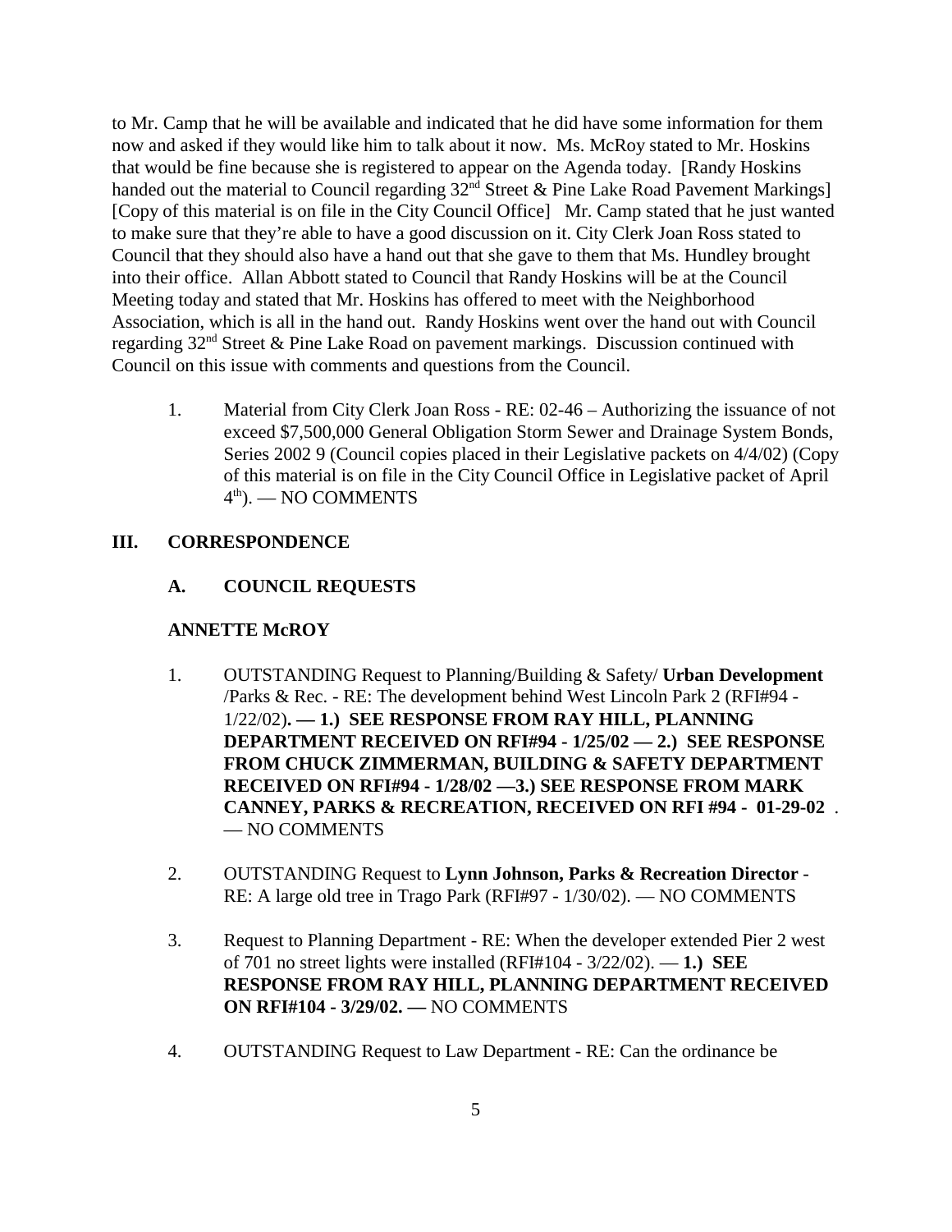to Mr. Camp that he will be available and indicated that he did have some information for them now and asked if they would like him to talk about it now. Ms. McRoy stated to Mr. Hoskins that would be fine because she is registered to appear on the Agenda today. [Randy Hoskins handed out the material to Council regarding 32nd Street & Pine Lake Road Pavement Markings] [Copy of this material is on file in the City Council Office] Mr. Camp stated that he just wanted to make sure that they're able to have a good discussion on it. City Clerk Joan Ross stated to Council that they should also have a hand out that she gave to them that Ms. Hundley brought into their office. Allan Abbott stated to Council that Randy Hoskins will be at the Council Meeting today and stated that Mr. Hoskins has offered to meet with the Neighborhood Association, which is all in the hand out. Randy Hoskins went over the hand out with Council regarding 32nd Street & Pine Lake Road on pavement markings. Discussion continued with Council on this issue with comments and questions from the Council.

1. Material from City Clerk Joan Ross - RE: 02-46 – Authorizing the issuance of not exceed $7,500,000 General Obligation Storm Sewer and Drainage System Bonds, Series 2002 9 (Council copies placed in their Legislative packets on 4/4/02) (Copy of this material is on file in the City Council Office in Legislative packet of April 4th). — NO COMMENTS

## III. CORRESPONDENCE

### A. COUNCIL REQUESTS

**ANNETTE McROY**

1. OUTSTANDING Request to Planning/Building & Safety/ **Urban Development** /Parks & Rec. - RE: The development behind West Lincoln Park 2 (RFI#94 - 1/22/02)**. — 1.) SEE RESPONSE FROM RAY HILL, PLANNING DEPARTMENT RECEIVED ON RFI#94 - 1/25/02 — 2.) SEE RESPONSE FROM CHUCK ZIMMERMAN, BUILDING & SAFETY DEPARTMENT RECEIVED ON RFI#94 - 1/28/02 —3.) SEE RESPONSE FROM MARK CANNEY, PARKS & RECREATION, RECEIVED ON RFI #94 - 01-29-02** . — NO COMMENTS

2. OUTSTANDING Request to **Lynn Johnson, Parks & Recreation Director** - RE: A large old tree in Trago Park (RFI#97 - 1/30/02). — NO COMMENTS

3. Request to Planning Department - RE: When the developer extended Pier 2 west of 701 no street lights were installed (RFI#104 - 3/22/02). — **1.) SEE RESPONSE FROM RAY HILL, PLANNING DEPARTMENT RECEIVED ON RFI#104 - 3/29/02. —** NO COMMENTS

4. OUTSTANDING Request to Law Department - RE: Can the ordinance be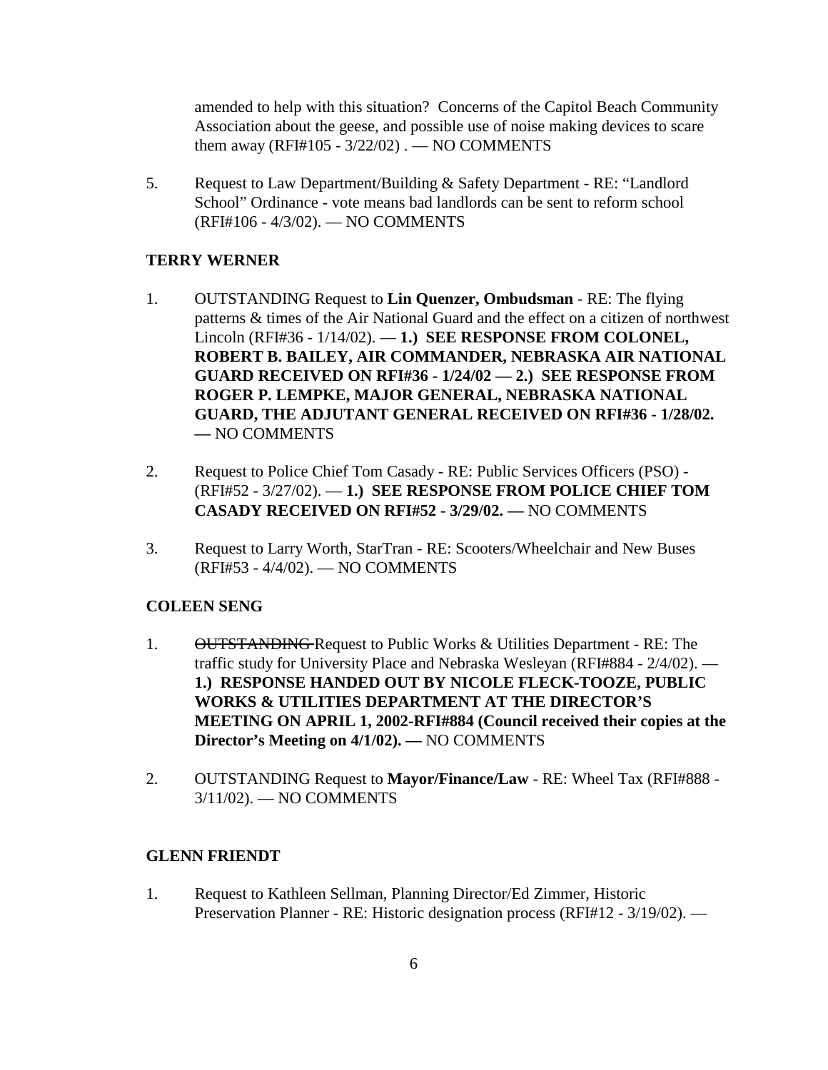amended to help with this situation? Concerns of the Capitol Beach Community Association about the geese, and possible use of noise making devices to scare them away (RFI#105 - 3/22/02) . — NO COMMENTS

5. Request to Law Department/Building & Safety Department - RE: "Landlord School" Ordinance - vote means bad landlords can be sent to reform school (RFI#106 - 4/3/02). — NO COMMENTS

**TERRY WERNER**

1. OUTSTANDING Request to **Lin Quenzer, Ombudsman** - RE: The flying patterns & times of the Air National Guard and the effect on a citizen of northwest Lincoln (RFI#36 - 1/14/02). — **1.) SEE RESPONSE FROM COLONEL, ROBERT B. BAILEY, AIR COMMANDER, NEBRASKA AIR NATIONAL GUARD RECEIVED ON RFI#36 - 1/24/02 — 2.) SEE RESPONSE FROM ROGER P. LEMPKE, MAJOR GENERAL, NEBRASKA NATIONAL GUARD, THE ADJUTANT GENERAL RECEIVED ON RFI#36 - 1/28/02. —** NO COMMENTS

2. Request to Police Chief Tom Casady - RE: Public Services Officers (PSO) - (RFI#52 - 3/27/02). — **1.) SEE RESPONSE FROM POLICE CHIEF TOM CASADY RECEIVED ON RFI#52 - 3/29/02. —** NO COMMENTS

3. Request to Larry Worth, StarTran - RE: Scooters/Wheelchair and New Buses (RFI#53 - 4/4/02). — NO COMMENTS

**COLEEN SENG**

1. ~~OUTSTANDING~~ Request to Public Works & Utilities Department - RE: The traffic study for University Place and Nebraska Wesleyan (RFI#884 - 2/4/02). — **1.) RESPONSE HANDED OUT BY NICOLE FLECK-TOOZE, PUBLIC WORKS & UTILITIES DEPARTMENT AT THE DIRECTOR'S MEETING ON APRIL 1, 2002-RFI#884 (Council received their copies at the Director's Meeting on 4/1/02). —** NO COMMENTS

2. OUTSTANDING Request to **Mayor/Finance/Law** - RE: Wheel Tax (RFI#888 - 3/11/02). — NO COMMENTS

**GLENN FRIENDT**

1. Request to Kathleen Sellman, Planning Director/Ed Zimmer, Historic Preservation Planner - RE: Historic designation process (RFI#12 - 3/19/02). —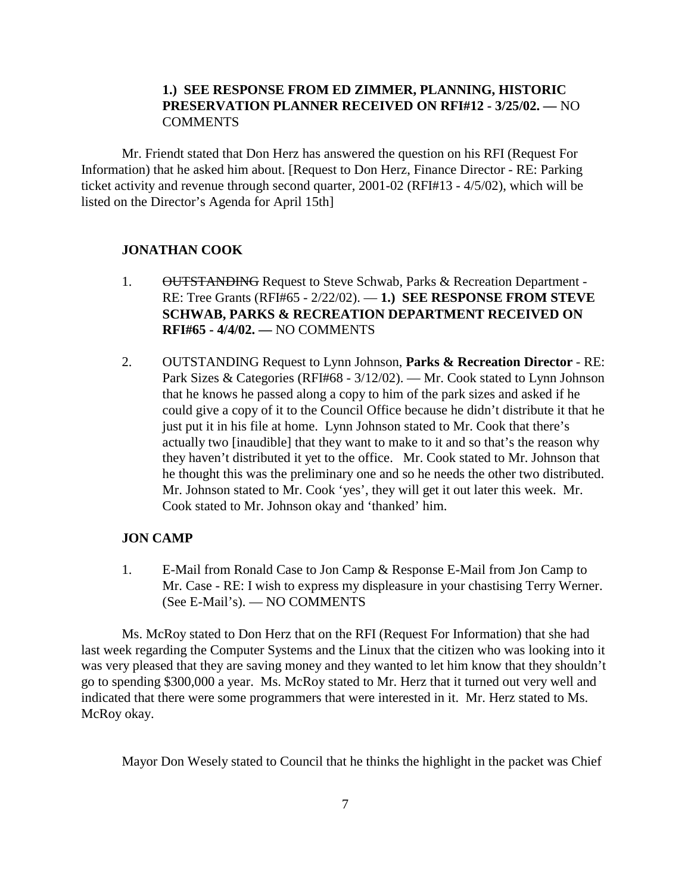**1.) SEE RESPONSE FROM ED ZIMMER, PLANNING, HISTORIC PRESERVATION PLANNER RECEIVED ON RFI#12 - 3/25/02. —** NO COMMENTS

Mr. Friendt stated that Don Herz has answered the question on his RFI (Request For Information) that he asked him about. [Request to Don Herz, Finance Director - RE: Parking ticket activity and revenue through second quarter, 2001-02 (RFI#13 - 4/5/02), which will be listed on the Director's Agenda for April 15th]

**JONATHAN COOK**

1. ~~OUTSTANDING~~ Request to Steve Schwab, Parks & Recreation Department - RE: Tree Grants (RFI#65 - 2/22/02). — **1.) SEE RESPONSE FROM STEVE SCHWAB, PARKS & RECREATION DEPARTMENT RECEIVED ON RFI#65 - 4/4/02. —** NO COMMENTS

2. OUTSTANDING Request to Lynn Johnson, **Parks & Recreation Director** - RE: Park Sizes & Categories (RFI#68 - 3/12/02). — Mr. Cook stated to Lynn Johnson that he knows he passed along a copy to him of the park sizes and asked if he could give a copy of it to the Council Office because he didn't distribute it that he just put it in his file at home. Lynn Johnson stated to Mr. Cook that there's actually two [inaudible] that they want to make to it and so that's the reason why they haven't distributed it yet to the office. Mr. Cook stated to Mr. Johnson that he thought this was the preliminary one and so he needs the other two distributed. Mr. Johnson stated to Mr. Cook 'yes', they will get it out later this week. Mr. Cook stated to Mr. Johnson okay and 'thanked' him.

**JON CAMP**

1. E-Mail from Ronald Case to Jon Camp & Response E-Mail from Jon Camp to Mr. Case - RE: I wish to express my displeasure in your chastising Terry Werner. (See E-Mail's). — NO COMMENTS

Ms. McRoy stated to Don Herz that on the RFI (Request For Information) that she had last week regarding the Computer Systems and the Linux that the citizen who was looking into it was very pleased that they are saving money and they wanted to let him know that they shouldn't go to spending $300,000 a year. Ms. McRoy stated to Mr. Herz that it turned out very well and indicated that there were some programmers that were interested in it. Mr. Herz stated to Ms. McRoy okay.

Mayor Don Wesely stated to Council that he thinks the highlight in the packet was Chief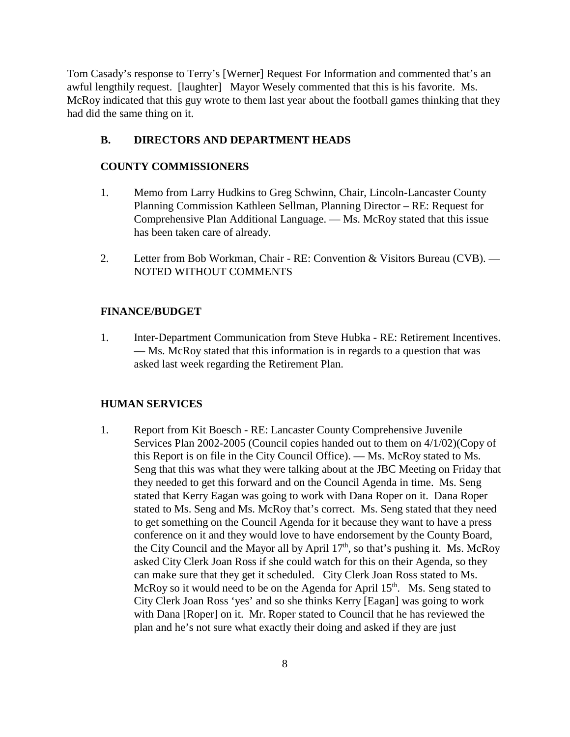Tom Casady's response to Terry's [Werner] Request For Information and commented that's an awful lengthily request. [laughter] Mayor Wesely commented that this is his favorite. Ms. McRoy indicated that this guy wrote to them last year about the football games thinking that they had did the same thing on it.

**B. DIRECTORS AND DEPARTMENT HEADS**

**COUNTY COMMISSIONERS**

1. Memo from Larry Hudkins to Greg Schwinn, Chair, Lincoln-Lancaster County Planning Commission Kathleen Sellman, Planning Director – RE: Request for Comprehensive Plan Additional Language. — Ms. McRoy stated that this issue has been taken care of already.

2. Letter from Bob Workman, Chair - RE: Convention & Visitors Bureau (CVB). — NOTED WITHOUT COMMENTS

**FINANCE/BUDGET**

1. Inter-Department Communication from Steve Hubka - RE: Retirement Incentives. — Ms. McRoy stated that this information is in regards to a question that was asked last week regarding the Retirement Plan.

**HUMAN SERVICES**

1. Report from Kit Boesch - RE: Lancaster County Comprehensive Juvenile Services Plan 2002-2005 (Council copies handed out to them on 4/1/02)(Copy of this Report is on file in the City Council Office). — Ms. McRoy stated to Ms. Seng that this was what they were talking about at the JBC Meeting on Friday that they needed to get this forward and on the Council Agenda in time. Ms. Seng stated that Kerry Eagan was going to work with Dana Roper on it. Dana Roper stated to Ms. Seng and Ms. McRoy that's correct. Ms. Seng stated that they need to get something on the Council Agenda for it because they want to have a press conference on it and they would love to have endorsement by the County Board, the City Council and the Mayor all by April 17th, so that's pushing it. Ms. McRoy asked City Clerk Joan Ross if she could watch for this on their Agenda, so they can make sure that they get it scheduled. City Clerk Joan Ross stated to Ms. McRoy so it would need to be on the Agenda for April 15th. Ms. Seng stated to City Clerk Joan Ross 'yes' and so she thinks Kerry [Eagan] was going to work with Dana [Roper] on it. Mr. Roper stated to Council that he has reviewed the plan and he's not sure what exactly their doing and asked if they are just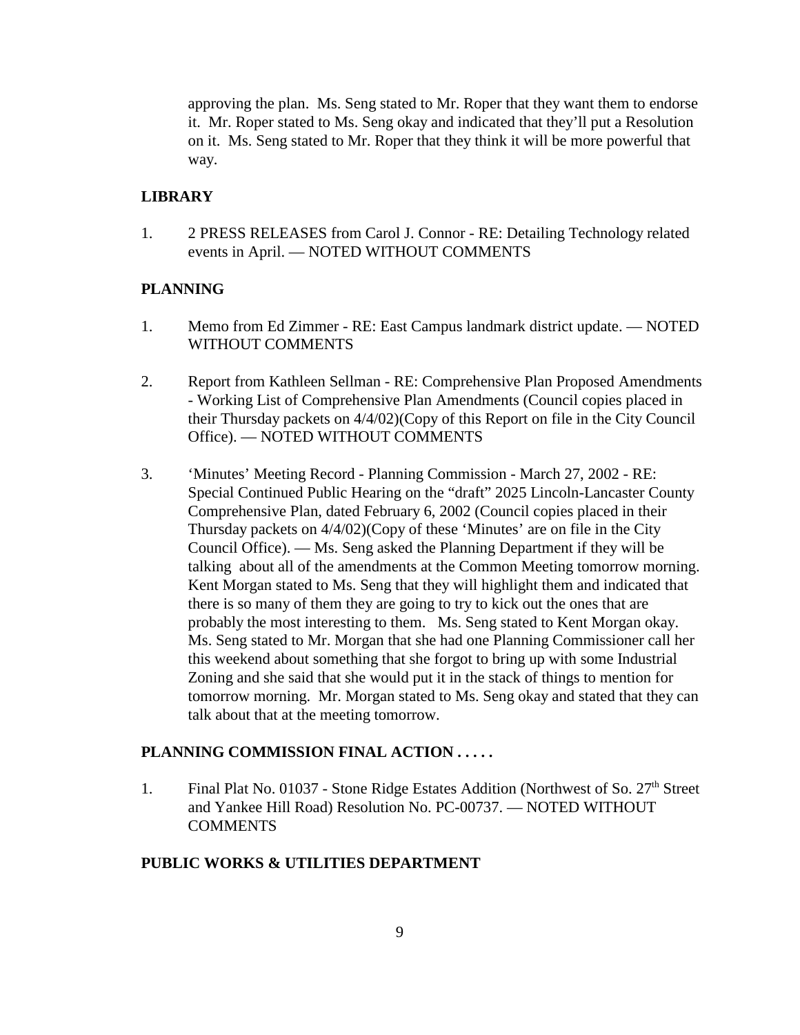approving the plan. Ms. Seng stated to Mr. Roper that they want them to endorse it. Mr. Roper stated to Ms. Seng okay and indicated that they'll put a Resolution on it. Ms. Seng stated to Mr. Roper that they think it will be more powerful that way.

**LIBRARY**

1. 2 PRESS RELEASES from Carol J. Connor - RE: Detailing Technology related events in April. — NOTED WITHOUT COMMENTS

**PLANNING**

1. Memo from Ed Zimmer - RE: East Campus landmark district update. — NOTED WITHOUT COMMENTS

2. Report from Kathleen Sellman - RE: Comprehensive Plan Proposed Amendments - Working List of Comprehensive Plan Amendments (Council copies placed in their Thursday packets on 4/4/02)(Copy of this Report on file in the City Council Office). — NOTED WITHOUT COMMENTS

3. 'Minutes' Meeting Record - Planning Commission - March 27, 2002 - RE: Special Continued Public Hearing on the "draft" 2025 Lincoln-Lancaster County Comprehensive Plan, dated February 6, 2002 (Council copies placed in their Thursday packets on 4/4/02)(Copy of these 'Minutes' are on file in the City Council Office). — Ms. Seng asked the Planning Department if they will be talking about all of the amendments at the Common Meeting tomorrow morning. Kent Morgan stated to Ms. Seng that they will highlight them and indicated that there is so many of them they are going to try to kick out the ones that are probably the most interesting to them. Ms. Seng stated to Kent Morgan okay. Ms. Seng stated to Mr. Morgan that she had one Planning Commissioner call her this weekend about something that she forgot to bring up with some Industrial Zoning and she said that she would put it in the stack of things to mention for tomorrow morning. Mr. Morgan stated to Ms. Seng okay and stated that they can talk about that at the meeting tomorrow.

**PLANNING COMMISSION FINAL ACTION . . . . .**

1. Final Plat No. 01037 - Stone Ridge Estates Addition (Northwest of So. 27th Street and Yankee Hill Road) Resolution No. PC-00737. — NOTED WITHOUT COMMENTS

**PUBLIC WORKS & UTILITIES DEPARTMENT**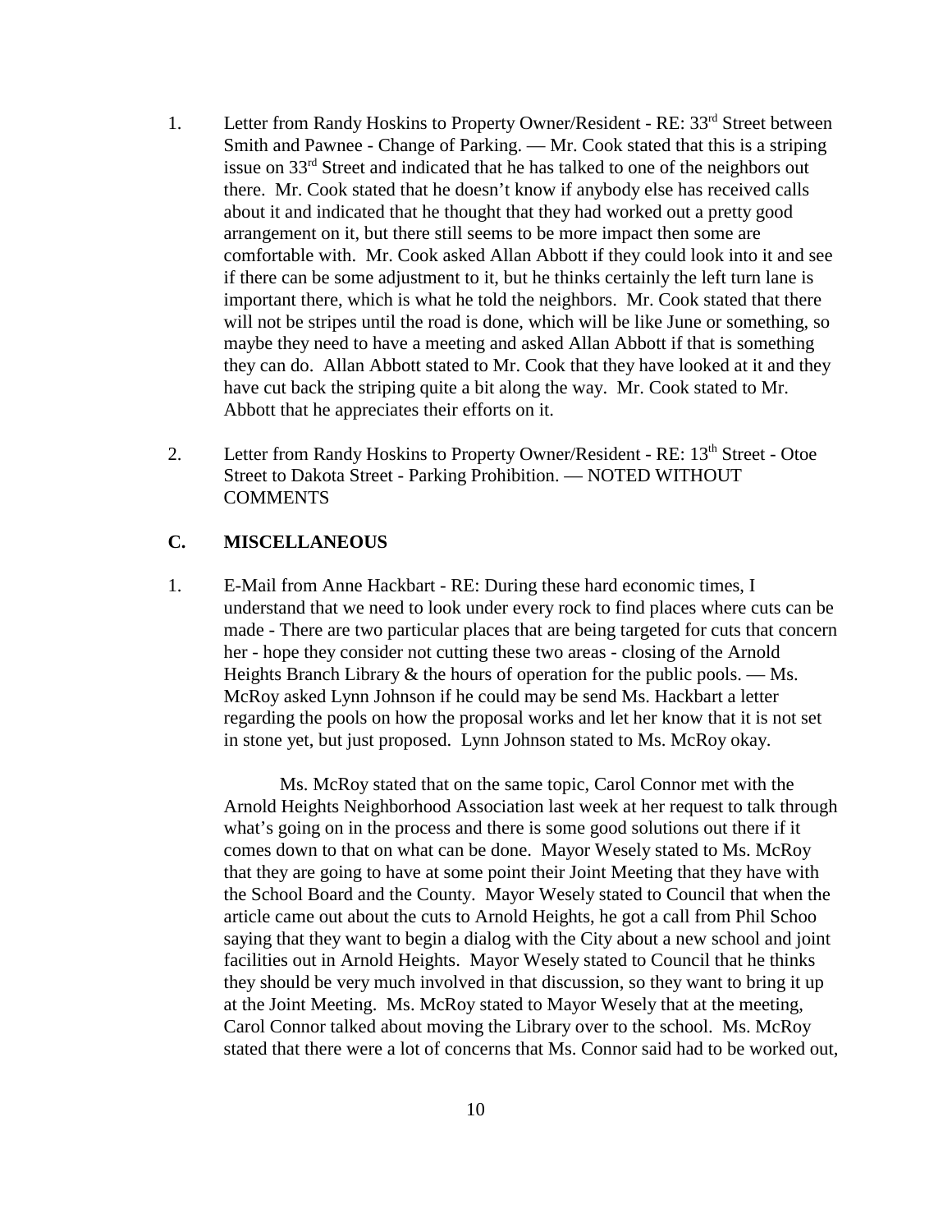1. Letter from Randy Hoskins to Property Owner/Resident - RE: 33rd Street between Smith and Pawnee - Change of Parking. — Mr. Cook stated that this is a striping issue on 33rd Street and indicated that he has talked to one of the neighbors out there. Mr. Cook stated that he doesn't know if anybody else has received calls about it and indicated that he thought that they had worked out a pretty good arrangement on it, but there still seems to be more impact then some are comfortable with. Mr. Cook asked Allan Abbott if they could look into it and see if there can be some adjustment to it, but he thinks certainly the left turn lane is important there, which is what he told the neighbors. Mr. Cook stated that there will not be stripes until the road is done, which will be like June or something, so maybe they need to have a meeting and asked Allan Abbott if that is something they can do. Allan Abbott stated to Mr. Cook that they have looked at it and they have cut back the striping quite a bit along the way. Mr. Cook stated to Mr. Abbott that he appreciates their efforts on it.

2. Letter from Randy Hoskins to Property Owner/Resident - RE: 13th Street - Otoe Street to Dakota Street - Parking Prohibition. — NOTED WITHOUT COMMENTS

### C. MISCELLANEOUS

1. E-Mail from Anne Hackbart - RE: During these hard economic times, I understand that we need to look under every rock to find places where cuts can be made - There are two particular places that are being targeted for cuts that concern her - hope they consider not cutting these two areas - closing of the Arnold Heights Branch Library & the hours of operation for the public pools. — Ms. McRoy asked Lynn Johnson if he could may be send Ms. Hackbart a letter regarding the pools on how the proposal works and let her know that it is not set in stone yet, but just proposed. Lynn Johnson stated to Ms. McRoy okay.

   Ms. McRoy stated that on the same topic, Carol Connor met with the Arnold Heights Neighborhood Association last week at her request to talk through what's going on in the process and there is some good solutions out there if it comes down to that on what can be done. Mayor Wesely stated to Ms. McRoy that they are going to have at some point their Joint Meeting that they have with the School Board and the County. Mayor Wesely stated to Council that when the article came out about the cuts to Arnold Heights, he got a call from Phil Schoo saying that they want to begin a dialog with the City about a new school and joint facilities out in Arnold Heights. Mayor Wesely stated to Council that he thinks they should be very much involved in that discussion, so they want to bring it up at the Joint Meeting. Ms. McRoy stated to Mayor Wesely that at the meeting, Carol Connor talked about moving the Library over to the school. Ms. McRoy stated that there were a lot of concerns that Ms. Connor said had to be worked out,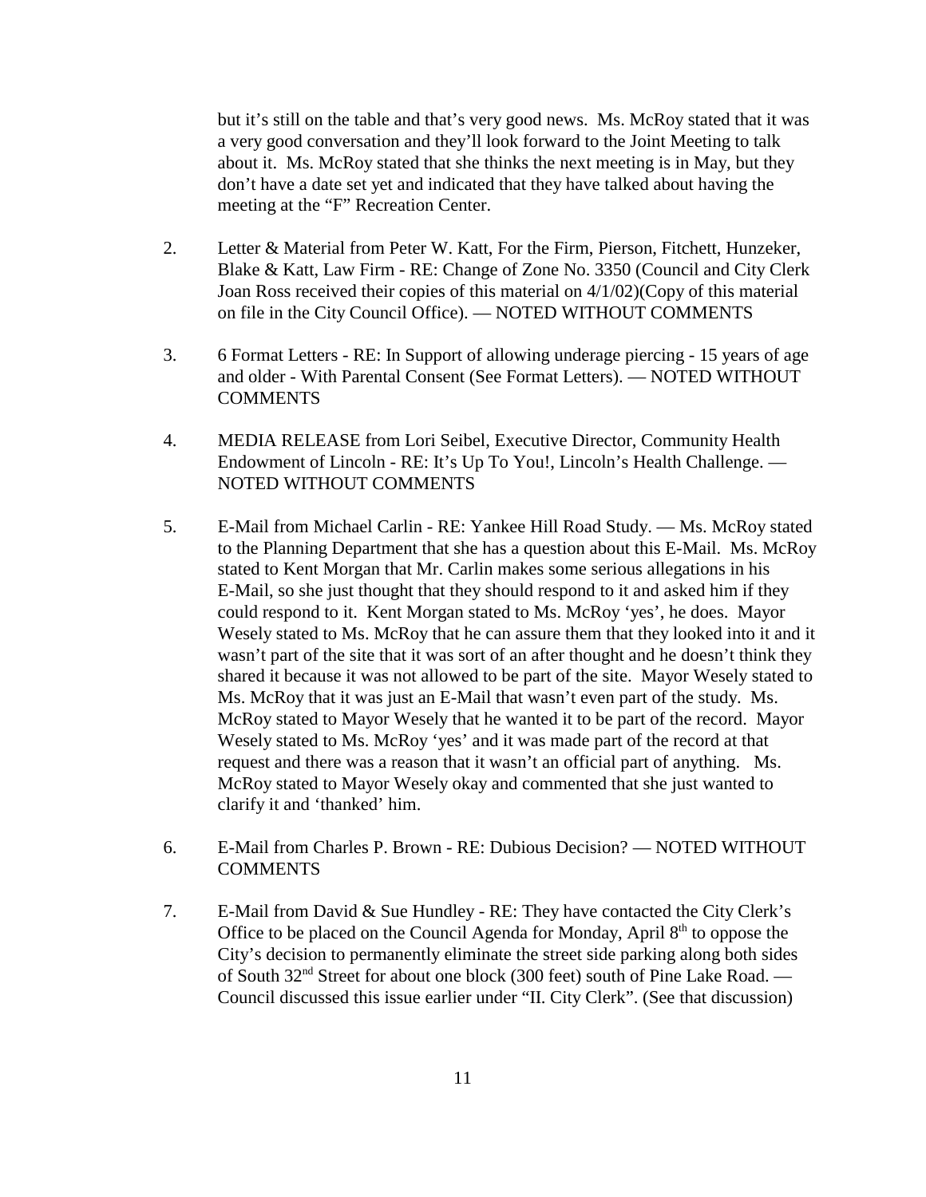but it's still on the table and that's very good news. Ms. McRoy stated that it was a very good conversation and they'll look forward to the Joint Meeting to talk about it. Ms. McRoy stated that she thinks the next meeting is in May, but they don't have a date set yet and indicated that they have talked about having the meeting at the "F" Recreation Center.

2. Letter & Material from Peter W. Katt, For the Firm, Pierson, Fitchett, Hunzeker, Blake & Katt, Law Firm - RE: Change of Zone No. 3350 (Council and City Clerk Joan Ross received their copies of this material on 4/1/02)(Copy of this material on file in the City Council Office). — NOTED WITHOUT COMMENTS

3. 6 Format Letters - RE: In Support of allowing underage piercing - 15 years of age and older - With Parental Consent (See Format Letters). — NOTED WITHOUT COMMENTS

4. MEDIA RELEASE from Lori Seibel, Executive Director, Community Health Endowment of Lincoln - RE: It's Up To You!, Lincoln's Health Challenge. — NOTED WITHOUT COMMENTS

5. E-Mail from Michael Carlin - RE: Yankee Hill Road Study. — Ms. McRoy stated to the Planning Department that she has a question about this E-Mail. Ms. McRoy stated to Kent Morgan that Mr. Carlin makes some serious allegations in his E-Mail, so she just thought that they should respond to it and asked him if they could respond to it. Kent Morgan stated to Ms. McRoy 'yes', he does. Mayor Wesely stated to Ms. McRoy that he can assure them that they looked into it and it wasn't part of the site that it was sort of an after thought and he doesn't think they shared it because it was not allowed to be part of the site. Mayor Wesely stated to Ms. McRoy that it was just an E-Mail that wasn't even part of the study. Ms. McRoy stated to Mayor Wesely that he wanted it to be part of the record. Mayor Wesely stated to Ms. McRoy 'yes' and it was made part of the record at that request and there was a reason that it wasn't an official part of anything. Ms. McRoy stated to Mayor Wesely okay and commented that she just wanted to clarify it and 'thanked' him.

6. E-Mail from Charles P. Brown - RE: Dubious Decision? — NOTED WITHOUT COMMENTS

7. E-Mail from David & Sue Hundley - RE: They have contacted the City Clerk's Office to be placed on the Council Agenda for Monday, April 8th to oppose the City's decision to permanently eliminate the street side parking along both sides of South 32nd Street for about one block (300 feet) south of Pine Lake Road. — Council discussed this issue earlier under "II. City Clerk". (See that discussion)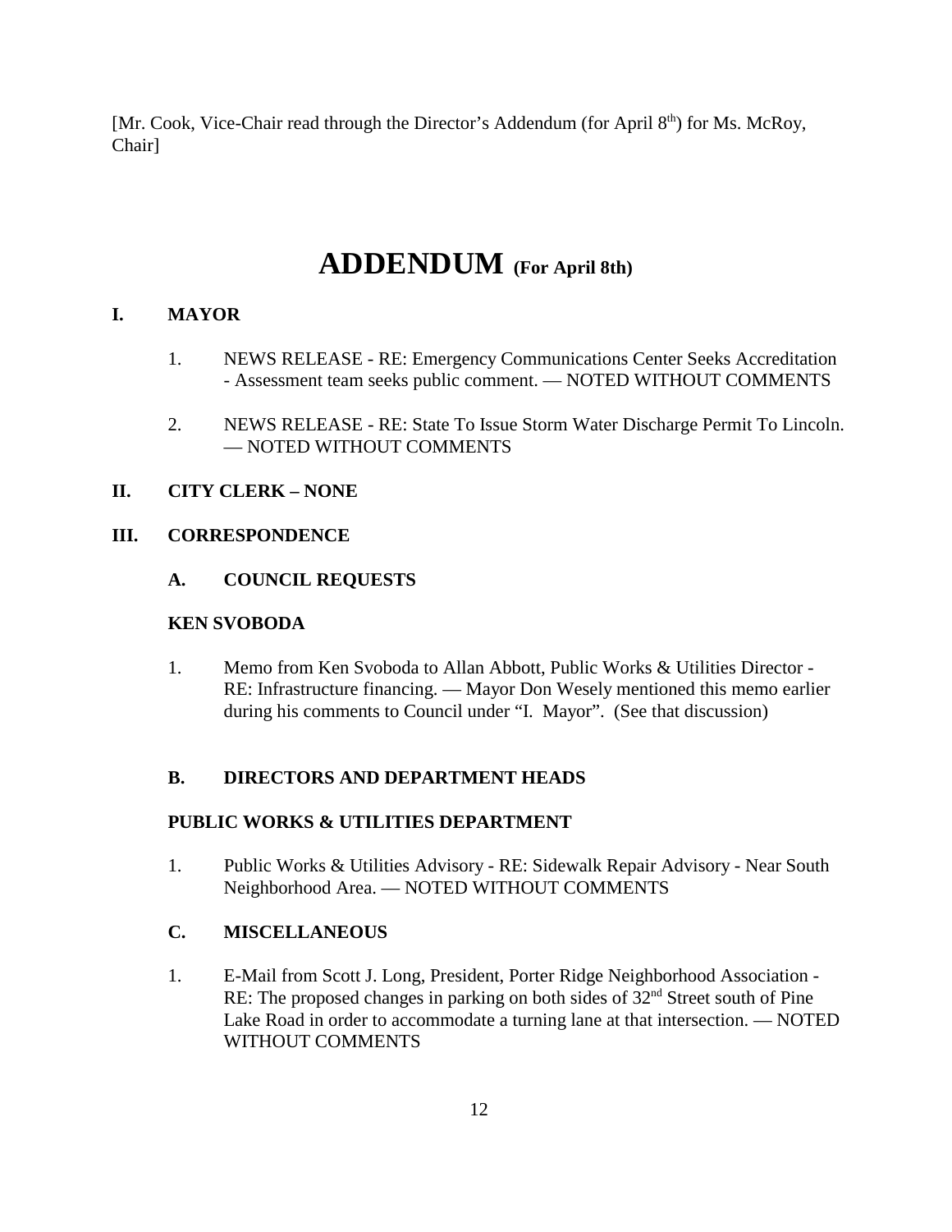[Mr. Cook, Vice-Chair read through the Director's Addendum (for April 8th) for Ms. McRoy, Chair]

# ADDENDUM (For April 8th)

## I. MAYOR

1. NEWS RELEASE - RE: Emergency Communications Center Seeks Accreditation - Assessment team seeks public comment. — NOTED WITHOUT COMMENTS

2. NEWS RELEASE - RE: State To Issue Storm Water Discharge Permit To Lincoln. — NOTED WITHOUT COMMENTS

## II. CITY CLERK – NONE

## III. CORRESPONDENCE

### A. COUNCIL REQUESTS

**KEN SVOBODA**

1. Memo from Ken Svoboda to Allan Abbott, Public Works & Utilities Director - RE: Infrastructure financing. — Mayor Don Wesely mentioned this memo earlier during his comments to Council under "I. Mayor". (See that discussion)

### B. DIRECTORS AND DEPARTMENT HEADS

**PUBLIC WORKS & UTILITIES DEPARTMENT**

1. Public Works & Utilities Advisory - RE: Sidewalk Repair Advisory - Near South Neighborhood Area. — NOTED WITHOUT COMMENTS

### C. MISCELLANEOUS

1. E-Mail from Scott J. Long, President, Porter Ridge Neighborhood Association - RE: The proposed changes in parking on both sides of 32nd Street south of Pine Lake Road in order to accommodate a turning lane at that intersection. — NOTED WITHOUT COMMENTS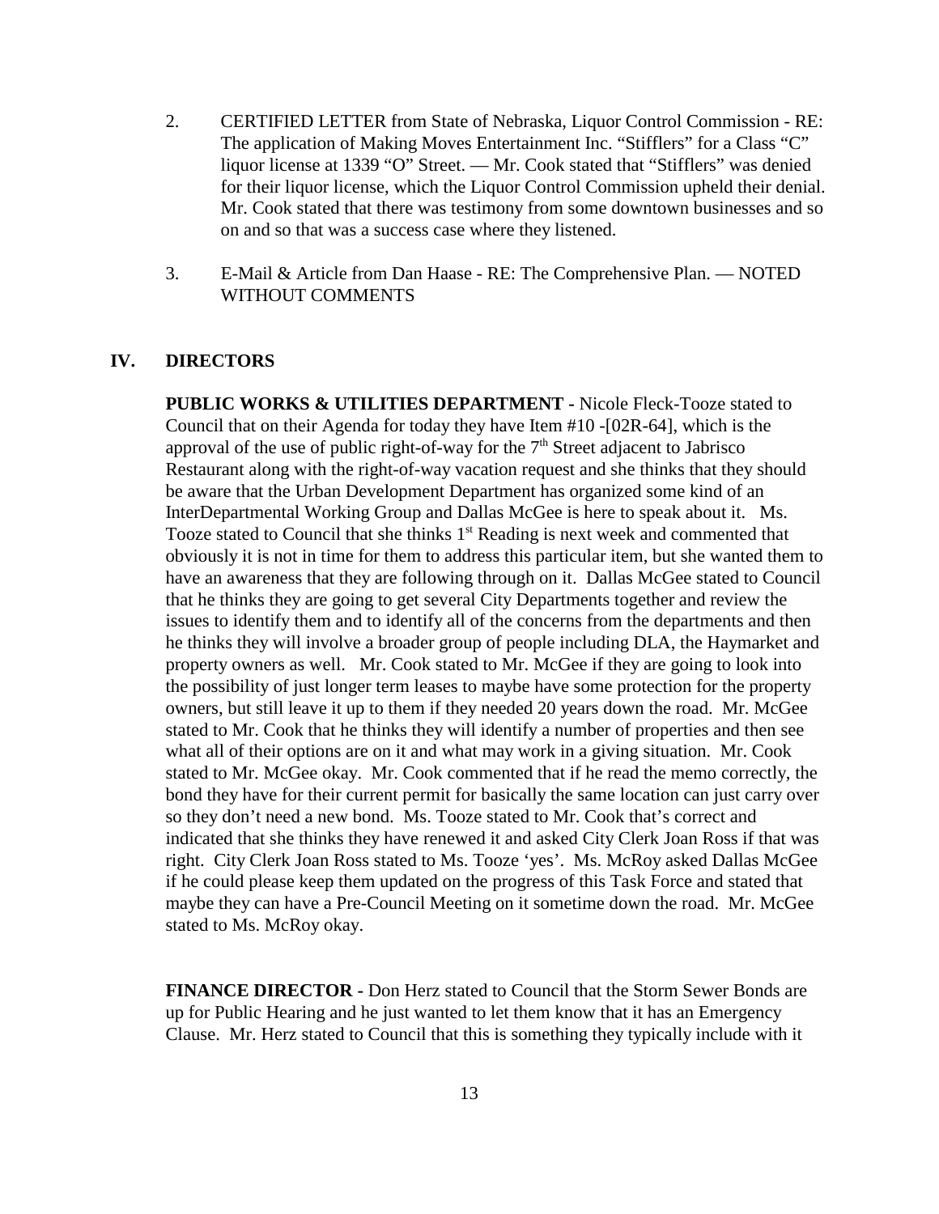2. CERTIFIED LETTER from State of Nebraska, Liquor Control Commission - RE: The application of Making Moves Entertainment Inc. "Stifflers" for a Class "C" liquor license at 1339 "O" Street. — Mr. Cook stated that "Stifflers" was denied for their liquor license, which the Liquor Control Commission upheld their denial. Mr. Cook stated that there was testimony from some downtown businesses and so on and so that was a success case where they listened.

3. E-Mail & Article from Dan Haase - RE: The Comprehensive Plan. — NOTED WITHOUT COMMENTS

## IV. DIRECTORS

**PUBLIC WORKS & UTILITIES DEPARTMENT -** Nicole Fleck-Tooze stated to Council that on their Agenda for today they have Item #10 -[02R-64], which is the approval of the use of public right-of-way for the 7th Street adjacent to Jabrisco Restaurant along with the right-of-way vacation request and she thinks that they should be aware that the Urban Development Department has organized some kind of an InterDepartmental Working Group and Dallas McGee is here to speak about it. Ms. Tooze stated to Council that she thinks 1st Reading is next week and commented that obviously it is not in time for them to address this particular item, but she wanted them to have an awareness that they are following through on it. Dallas McGee stated to Council that he thinks they are going to get several City Departments together and review the issues to identify them and to identify all of the concerns from the departments and then he thinks they will involve a broader group of people including DLA, the Haymarket and property owners as well. Mr. Cook stated to Mr. McGee if they are going to look into the possibility of just longer term leases to maybe have some protection for the property owners, but still leave it up to them if they needed 20 years down the road. Mr. McGee stated to Mr. Cook that he thinks they will identify a number of properties and then see what all of their options are on it and what may work in a giving situation. Mr. Cook stated to Mr. McGee okay. Mr. Cook commented that if he read the memo correctly, the bond they have for their current permit for basically the same location can just carry over so they don't need a new bond. Ms. Tooze stated to Mr. Cook that's correct and indicated that she thinks they have renewed it and asked City Clerk Joan Ross if that was right. City Clerk Joan Ross stated to Ms. Tooze 'yes'. Ms. McRoy asked Dallas McGee if he could please keep them updated on the progress of this Task Force and stated that maybe they can have a Pre-Council Meeting on it sometime down the road. Mr. McGee stated to Ms. McRoy okay.

**FINANCE DIRECTOR -** Don Herz stated to Council that the Storm Sewer Bonds are up for Public Hearing and he just wanted to let them know that it has an Emergency Clause. Mr. Herz stated to Council that this is something they typically include with it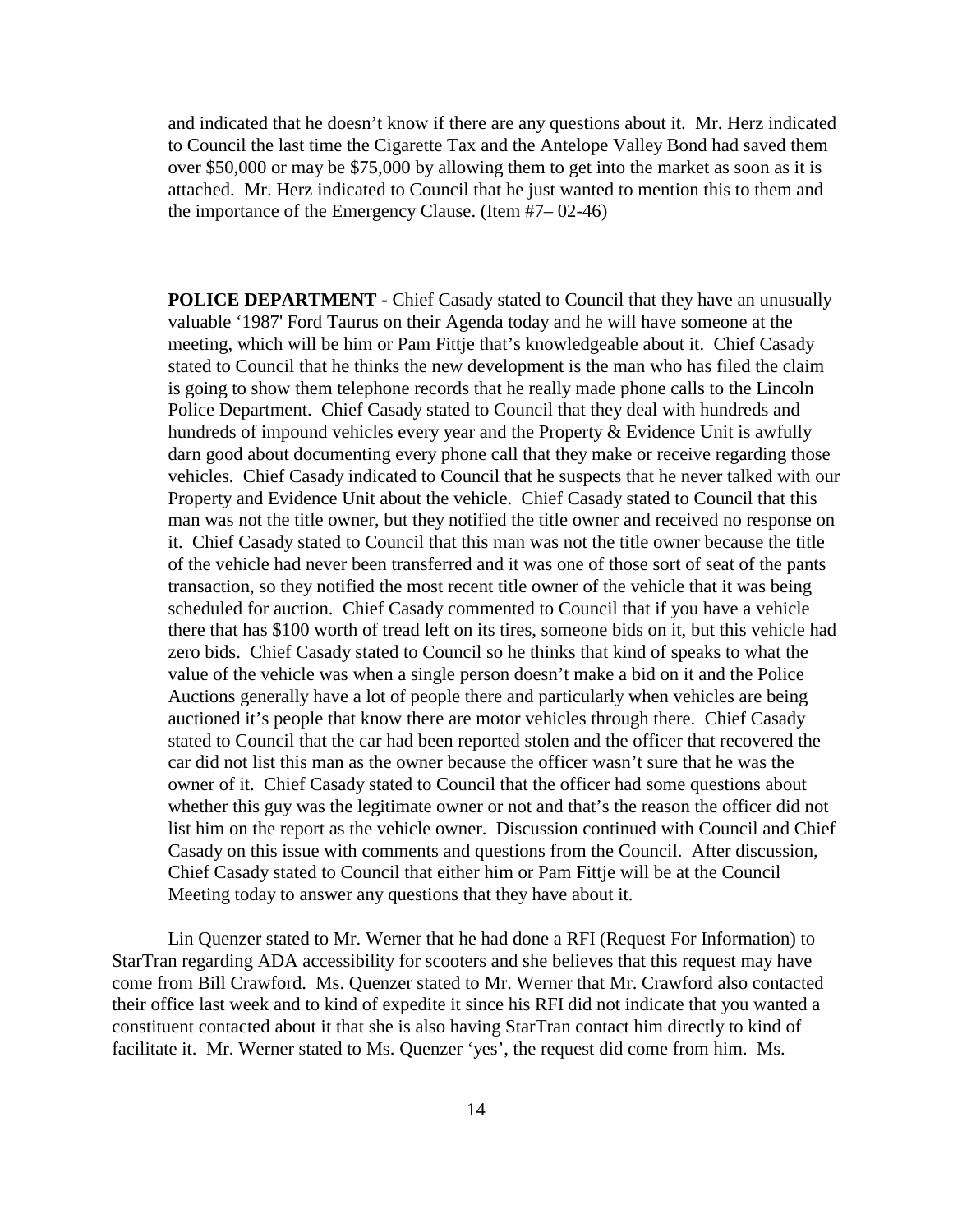and indicated that he doesn't know if there are any questions about it. Mr. Herz indicated to Council the last time the Cigarette Tax and the Antelope Valley Bond had saved them over $50,000 or may be $75,000 by allowing them to get into the market as soon as it is attached. Mr. Herz indicated to Council that he just wanted to mention this to them and the importance of the Emergency Clause. (Item #7– 02-46)

**POLICE DEPARTMENT -** Chief Casady stated to Council that they have an unusually valuable '1987' Ford Taurus on their Agenda today and he will have someone at the meeting, which will be him or Pam Fittje that's knowledgeable about it. Chief Casady stated to Council that he thinks the new development is the man who has filed the claim is going to show them telephone records that he really made phone calls to the Lincoln Police Department. Chief Casady stated to Council that they deal with hundreds and hundreds of impound vehicles every year and the Property & Evidence Unit is awfully darn good about documenting every phone call that they make or receive regarding those vehicles. Chief Casady indicated to Council that he suspects that he never talked with our Property and Evidence Unit about the vehicle. Chief Casady stated to Council that this man was not the title owner, but they notified the title owner and received no response on it. Chief Casady stated to Council that this man was not the title owner because the title of the vehicle had never been transferred and it was one of those sort of seat of the pants transaction, so they notified the most recent title owner of the vehicle that it was being scheduled for auction. Chief Casady commented to Council that if you have a vehicle there that has $100 worth of tread left on its tires, someone bids on it, but this vehicle had zero bids. Chief Casady stated to Council so he thinks that kind of speaks to what the value of the vehicle was when a single person doesn't make a bid on it and the Police Auctions generally have a lot of people there and particularly when vehicles are being auctioned it's people that know there are motor vehicles through there. Chief Casady stated to Council that the car had been reported stolen and the officer that recovered the car did not list this man as the owner because the officer wasn't sure that he was the owner of it. Chief Casady stated to Council that the officer had some questions about whether this guy was the legitimate owner or not and that's the reason the officer did not list him on the report as the vehicle owner. Discussion continued with Council and Chief Casady on this issue with comments and questions from the Council. After discussion, Chief Casady stated to Council that either him or Pam Fittje will be at the Council Meeting today to answer any questions that they have about it.

Lin Quenzer stated to Mr. Werner that he had done a RFI (Request For Information) to StarTran regarding ADA accessibility for scooters and she believes that this request may have come from Bill Crawford. Ms. Quenzer stated to Mr. Werner that Mr. Crawford also contacted their office last week and to kind of expedite it since his RFI did not indicate that you wanted a constituent contacted about it that she is also having StarTran contact him directly to kind of facilitate it. Mr. Werner stated to Ms. Quenzer 'yes', the request did come from him. Ms.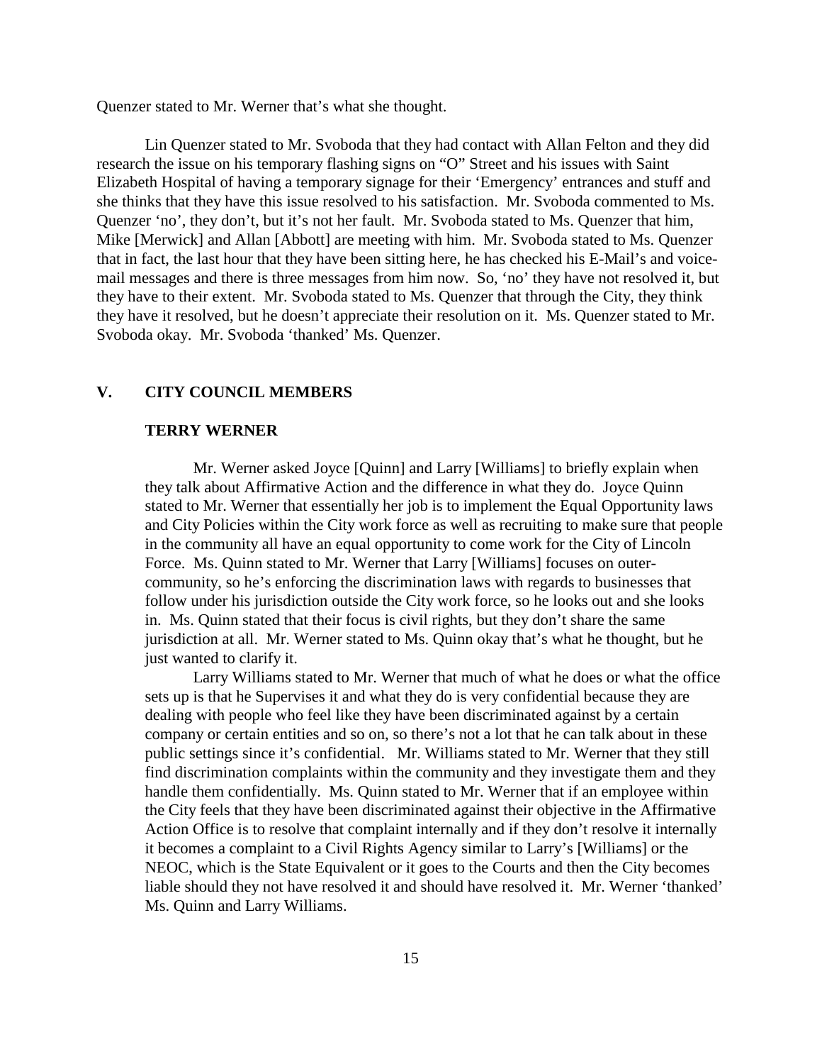Quenzer stated to Mr. Werner that's what she thought.

Lin Quenzer stated to Mr. Svoboda that they had contact with Allan Felton and they did research the issue on his temporary flashing signs on "O" Street and his issues with Saint Elizabeth Hospital of having a temporary signage for their 'Emergency' entrances and stuff and she thinks that they have this issue resolved to his satisfaction. Mr. Svoboda commented to Ms. Quenzer 'no', they don't, but it's not her fault. Mr. Svoboda stated to Ms. Quenzer that him, Mike [Merwick] and Allan [Abbott] are meeting with him. Mr. Svoboda stated to Ms. Quenzer that in fact, the last hour that they have been sitting here, he has checked his E-Mail's and voice-mail messages and there is three messages from him now. So, 'no' they have not resolved it, but they have to their extent. Mr. Svoboda stated to Ms. Quenzer that through the City, they think they have it resolved, but he doesn't appreciate their resolution on it. Ms. Quenzer stated to Mr. Svoboda okay. Mr. Svoboda 'thanked' Ms. Quenzer.

## V. CITY COUNCIL MEMBERS

### TERRY WERNER

Mr. Werner asked Joyce [Quinn] and Larry [Williams] to briefly explain when they talk about Affirmative Action and the difference in what they do. Joyce Quinn stated to Mr. Werner that essentially her job is to implement the Equal Opportunity laws and City Policies within the City work force as well as recruiting to make sure that people in the community all have an equal opportunity to come work for the City of Lincoln Force. Ms. Quinn stated to Mr. Werner that Larry [Williams] focuses on outer-community, so he's enforcing the discrimination laws with regards to businesses that follow under his jurisdiction outside the City work force, so he looks out and she looks in. Ms. Quinn stated that their focus is civil rights, but they don't share the same jurisdiction at all. Mr. Werner stated to Ms. Quinn okay that's what he thought, but he just wanted to clarify it.

Larry Williams stated to Mr. Werner that much of what he does or what the office sets up is that he Supervises it and what they do is very confidential because they are dealing with people who feel like they have been discriminated against by a certain company or certain entities and so on, so there's not a lot that he can talk about in these public settings since it's confidential. Mr. Williams stated to Mr. Werner that they still find discrimination complaints within the community and they investigate them and they handle them confidentially. Ms. Quinn stated to Mr. Werner that if an employee within the City feels that they have been discriminated against their objective in the Affirmative Action Office is to resolve that complaint internally and if they don't resolve it internally it becomes a complaint to a Civil Rights Agency similar to Larry's [Williams] or the NEOC, which is the State Equivalent or it goes to the Courts and then the City becomes liable should they not have resolved it and should have resolved it. Mr. Werner 'thanked' Ms. Quinn and Larry Williams.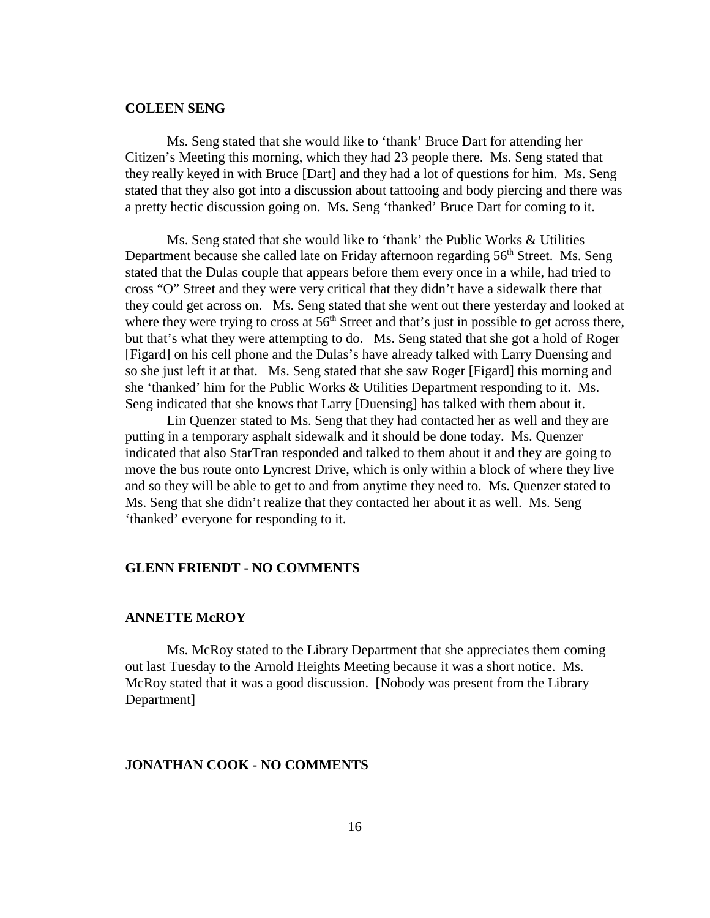**COLEEN SENG**

Ms. Seng stated that she would like to 'thank' Bruce Dart for attending her Citizen's Meeting this morning, which they had 23 people there. Ms. Seng stated that they really keyed in with Bruce [Dart] and they had a lot of questions for him. Ms. Seng stated that they also got into a discussion about tattooing and body piercing and there was a pretty hectic discussion going on. Ms. Seng 'thanked' Bruce Dart for coming to it.

Ms. Seng stated that she would like to 'thank' the Public Works & Utilities Department because she called late on Friday afternoon regarding 56th Street. Ms. Seng stated that the Dulas couple that appears before them every once in a while, had tried to cross "O" Street and they were very critical that they didn't have a sidewalk there that they could get across on. Ms. Seng stated that she went out there yesterday and looked at where they were trying to cross at 56th Street and that's just in possible to get across there, but that's what they were attempting to do. Ms. Seng stated that she got a hold of Roger [Figard] on his cell phone and the Dulas's have already talked with Larry Duensing and so she just left it at that. Ms. Seng stated that she saw Roger [Figard] this morning and she 'thanked' him for the Public Works & Utilities Department responding to it. Ms. Seng indicated that she knows that Larry [Duensing] has talked with them about it.

Lin Quenzer stated to Ms. Seng that they had contacted her as well and they are putting in a temporary asphalt sidewalk and it should be done today. Ms. Quenzer indicated that also StarTran responded and talked to them about it and they are going to move the bus route onto Lyncrest Drive, which is only within a block of where they live and so they will be able to get to and from anytime they need to. Ms. Quenzer stated to Ms. Seng that she didn't realize that they contacted her about it as well. Ms. Seng 'thanked' everyone for responding to it.

**GLENN FRIENDT - NO COMMENTS**

**ANNETTE McROY**

Ms. McRoy stated to the Library Department that she appreciates them coming out last Tuesday to the Arnold Heights Meeting because it was a short notice. Ms. McRoy stated that it was a good discussion. [Nobody was present from the Library Department]

**JONATHAN COOK - NO COMMENTS**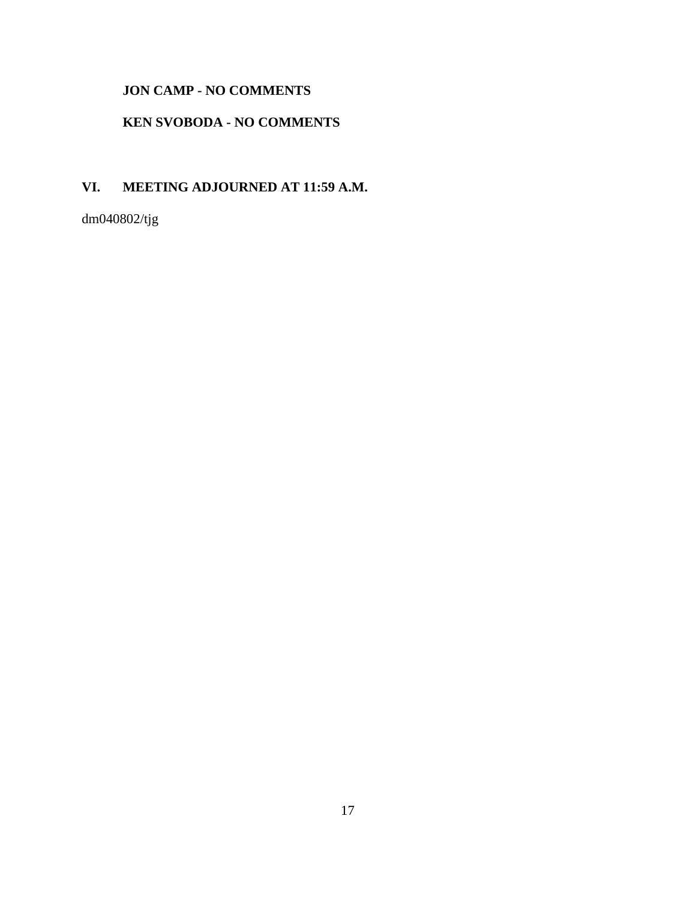**JON CAMP - NO COMMENTS**

**KEN SVOBODA - NO COMMENTS**

## VI. MEETING ADJOURNED AT 11:59 A.M.

dm040802/tjg